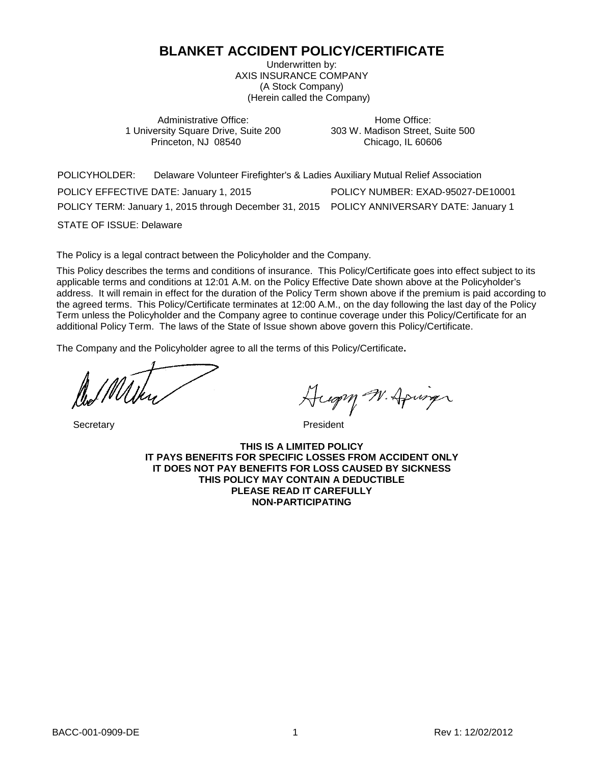# BLANKET ACCIDENT POLICY/CERTIFICATE

Underwritten by:
AXIS INSURANCE COMPANY
(A Stock Company)
(Herein called the Company)

Administrative Office:
1 University Square Drive, Suite 200
Princeton, NJ 08540

Home Office:
303 W. Madison Street, Suite 500
Chicago, IL 60606

POLICYHOLDER: Delaware Volunteer Firefighter's & Ladies Auxiliary Mutual Relief Association

POLICY EFFECTIVE DATE: January 1, 2015 POLICY NUMBER: EXAD-95027-DE10001

POLICY TERM: January 1, 2015 through December 31, 2015 POLICY ANNIVERSARY DATE: January 1

STATE OF ISSUE: Delaware

The Policy is a legal contract between the Policyholder and the Company.

This Policy describes the terms and conditions of insurance. This Policy/Certificate goes into effect subject to its applicable terms and conditions at 12:01 A.M. on the Policy Effective Date shown above at the Policyholder's address. It will remain in effect for the duration of the Policy Term shown above if the premium is paid according to the agreed terms. This Policy/Certificate terminates at 12:00 A.M., on the day following the last day of the Policy Term unless the Policyholder and the Company agree to continue coverage under this Policy/Certificate for an additional Policy Term. The laws of the State of Issue shown above govern this Policy/Certificate.

The Company and the Policyholder agree to all the terms of this Policy/Certificate**.**

Secretary President

**THIS IS A LIMITED POLICY**
**IT PAYS BENEFITS FOR SPECIFIC LOSSES FROM ACCIDENT ONLY**
**IT DOES NOT PAY BENEFITS FOR LOSS CAUSED BY SICKNESS**
**THIS POLICY MAY CONTAIN A DEDUCTIBLE**
**PLEASE READ IT CAREFULLY**
**NON-PARTICIPATING**

BACC-001-0909-DE Rev 1: 12/02/2012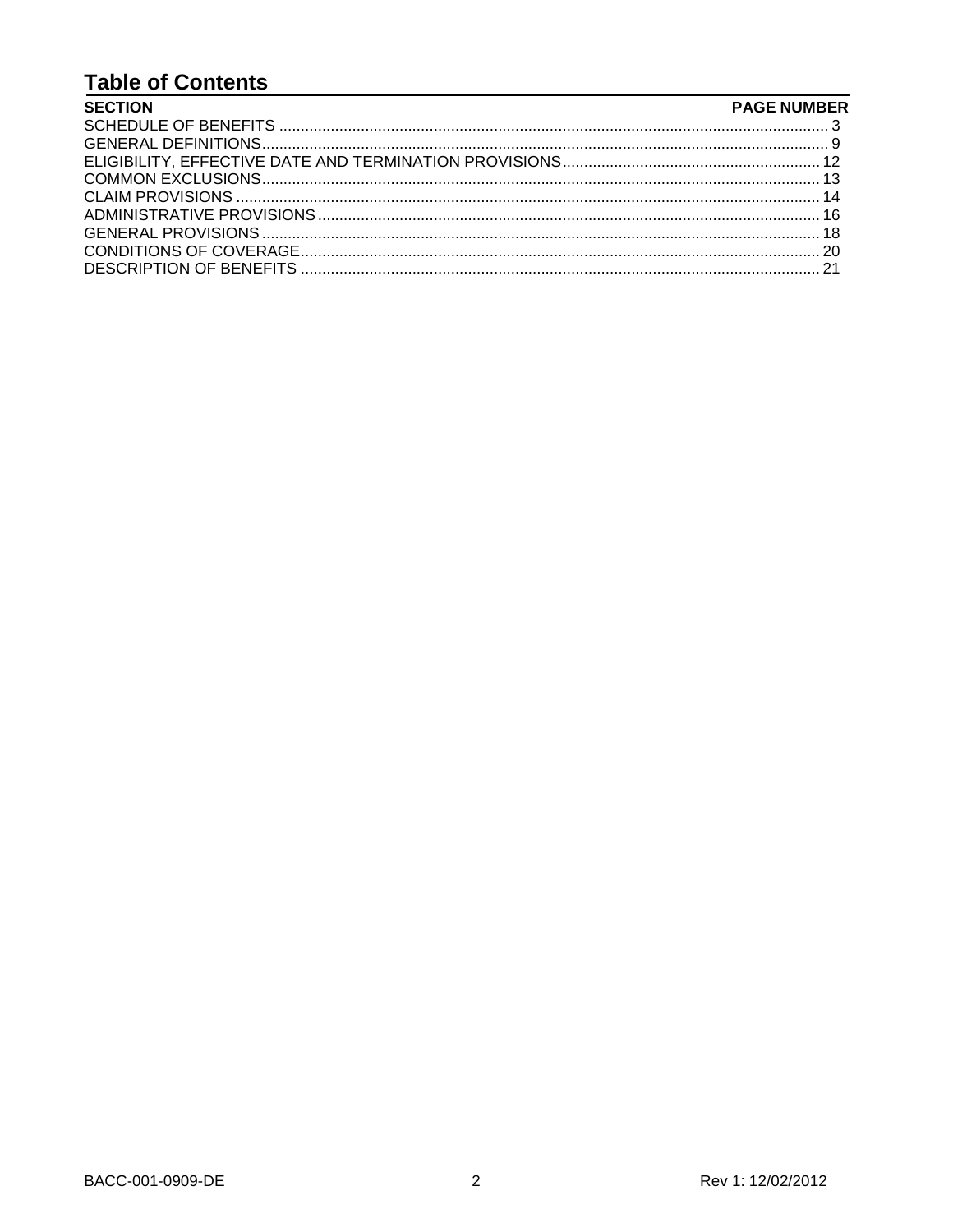# Table of Contents

| SECTION | PAGE NUMBER |
|---|---|
| SCHEDULE OF BENEFITS | 3 |
| GENERAL DEFINITIONS | 9 |
| ELIGIBILITY, EFFECTIVE DATE AND TERMINATION PROVISIONS | 12 |
| COMMON EXCLUSIONS | 13 |
| CLAIM PROVISIONS | 14 |
| ADMINISTRATIVE PROVISIONS | 16 |
| GENERAL PROVISIONS | 18 |
| CONDITIONS OF COVERAGE | 20 |
| DESCRIPTION OF BENEFITS | 21 |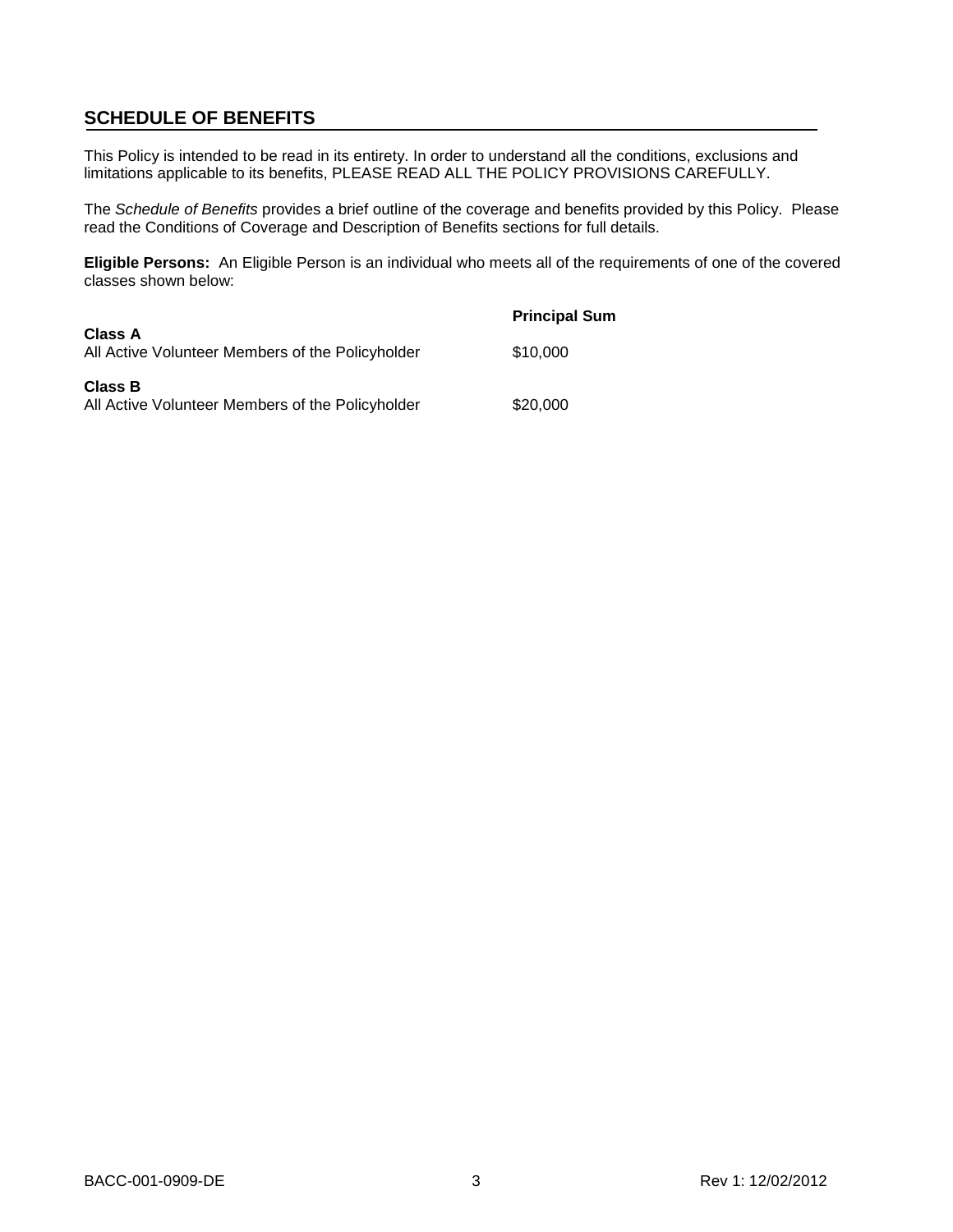## SCHEDULE OF BENEFITS

This Policy is intended to be read in its entirety. In order to understand all the conditions, exclusions and limitations applicable to its benefits, PLEASE READ ALL THE POLICY PROVISIONS CAREFULLY.

The *Schedule of Benefits* provides a brief outline of the coverage and benefits provided by this Policy. Please read the Conditions of Coverage and Description of Benefits sections for full details.

**Eligible Persons:** An Eligible Person is an individual who meets all of the requirements of one of the covered classes shown below:

| | **Principal Sum** |
|---|---|
| **Class A**<br>All Active Volunteer Members of the Policyholder | $10,000 |
| **Class B**<br>All Active Volunteer Members of the Policyholder | $20,000 |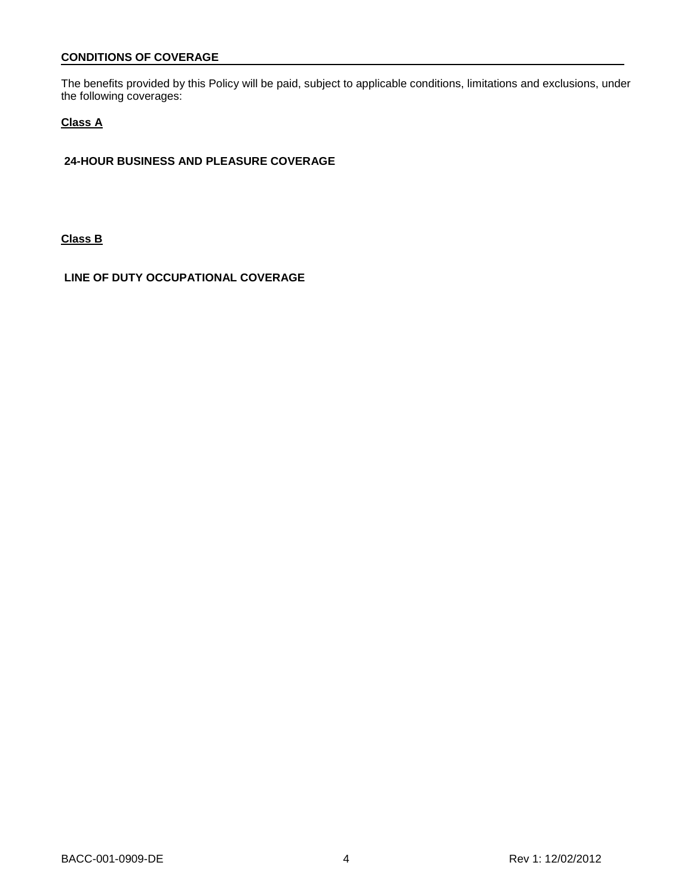## CONDITIONS OF COVERAGE

The benefits provided by this Policy will be paid, subject to applicable conditions, limitations and exclusions, under the following coverages:

**Class A**

**24-HOUR BUSINESS AND PLEASURE COVERAGE**

**Class B**

**LINE OF DUTY OCCUPATIONAL COVERAGE**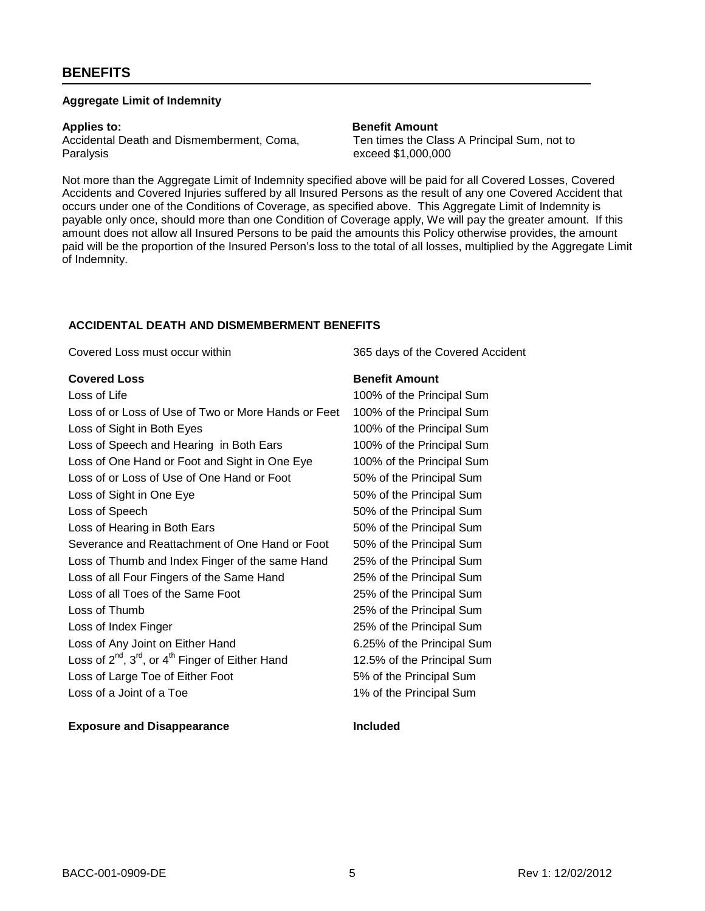## BENEFITS

**Aggregate Limit of Indemnity**

| **Applies to:** | **Benefit Amount** |
| --- | --- |
| Accidental Death and Dismemberment, Coma, Paralysis | Ten times the Class A Principal Sum, not to exceed $1,000,000 |

Not more than the Aggregate Limit of Indemnity specified above will be paid for all Covered Losses, Covered Accidents and Covered Injuries suffered by all Insured Persons as the result of any one Covered Accident that occurs under one of the Conditions of Coverage, as specified above. This Aggregate Limit of Indemnity is payable only once, should more than one Condition of Coverage apply, We will pay the greater amount. If this amount does not allow all Insured Persons to be paid the amounts this Policy otherwise provides, the amount paid will be the proportion of the Insured Person's loss to the total of all losses, multiplied by the Aggregate Limit of Indemnity.

**ACCIDENTAL DEATH AND DISMEMBERMENT BENEFITS**

Covered Loss must occur within 365 days of the Covered Accident

| **Covered Loss** | **Benefit Amount** |
| --- | --- |
| Loss of Life | 100% of the Principal Sum |
| Loss of or Loss of Use of Two or More Hands or Feet | 100% of the Principal Sum |
| Loss of Sight in Both Eyes | 100% of the Principal Sum |
| Loss of Speech and Hearing in Both Ears | 100% of the Principal Sum |
| Loss of One Hand or Foot and Sight in One Eye | 100% of the Principal Sum |
| Loss of or Loss of Use of One Hand or Foot | 50% of the Principal Sum |
| Loss of Sight in One Eye | 50% of the Principal Sum |
| Loss of Speech | 50% of the Principal Sum |
| Loss of Hearing in Both Ears | 50% of the Principal Sum |
| Severance and Reattachment of One Hand or Foot | 50% of the Principal Sum |
| Loss of Thumb and Index Finger of the same Hand | 25% of the Principal Sum |
| Loss of all Four Fingers of the Same Hand | 25% of the Principal Sum |
| Loss of all Toes of the Same Foot | 25% of the Principal Sum |
| Loss of Thumb | 25% of the Principal Sum |
| Loss of Index Finger | 25% of the Principal Sum |
| Loss of Any Joint on Either Hand | 6.25% of the Principal Sum |
| Loss of 2nd, 3rd, or 4th Finger of Either Hand | 12.5% of the Principal Sum |
| Loss of Large Toe of Either Foot | 5% of the Principal Sum |
| Loss of a Joint of a Toe | 1% of the Principal Sum |

**Exposure and Disappearance** **Included**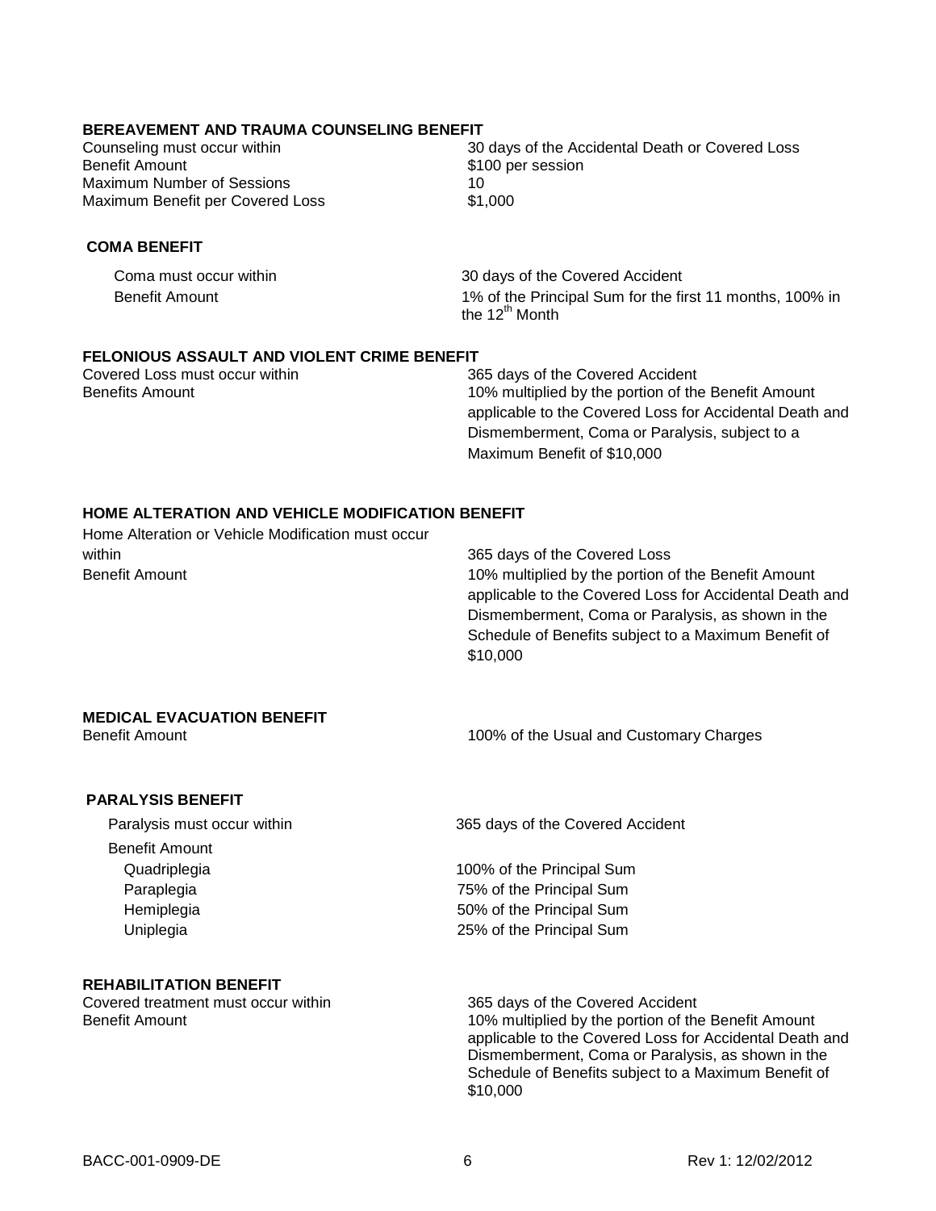### BEREAVEMENT AND TRAUMA COUNSELING BENEFIT

| | |
|---|---|
| Counseling must occur within | 30 days of the Accidental Death or Covered Loss |
| Benefit Amount | $100 per session |
| Maximum Number of Sessions | 10 |
| Maximum Benefit per Covered Loss | $1,000 |

### COMA BENEFIT

| | |
|---|---|
| Coma must occur within | 30 days of the Covered Accident |
| Benefit Amount | 1% of the Principal Sum for the first 11 months, 100% in the 12th Month |

### FELONIOUS ASSAULT AND VIOLENT CRIME BENEFIT

| | |
|---|---|
| Covered Loss must occur within | 365 days of the Covered Accident |
| Benefits Amount | 10% multiplied by the portion of the Benefit Amount applicable to the Covered Loss for Accidental Death and Dismemberment, Coma or Paralysis, subject to a Maximum Benefit of $10,000 |

### HOME ALTERATION AND VEHICLE MODIFICATION BENEFIT

| | |
|---|---|
| Home Alteration or Vehicle Modification must occur within | 365 days of the Covered Loss |
| Benefit Amount | 10% multiplied by the portion of the Benefit Amount applicable to the Covered Loss for Accidental Death and Dismemberment, Coma or Paralysis, as shown in the Schedule of Benefits subject to a Maximum Benefit of $10,000 |

### MEDICAL EVACUATION BENEFIT

| | |
|---|---|
| Benefit Amount | 100% of the Usual and Customary Charges |

### PARALYSIS BENEFIT

| | |
|---|---|
| Paralysis must occur within | 365 days of the Covered Accident |
| Benefit Amount | |
| Quadriplegia | 100% of the Principal Sum |
| Paraplegia | 75% of the Principal Sum |
| Hemiplegia | 50% of the Principal Sum |
| Uniplegia | 25% of the Principal Sum |

### REHABILITATION BENEFIT

| | |
|---|---|
| Covered treatment must occur within | 365 days of the Covered Accident |
| Benefit Amount | 10% multiplied by the portion of the Benefit Amount applicable to the Covered Loss for Accidental Death and Dismemberment, Coma or Paralysis, as shown in the Schedule of Benefits subject to a Maximum Benefit of $10,000 |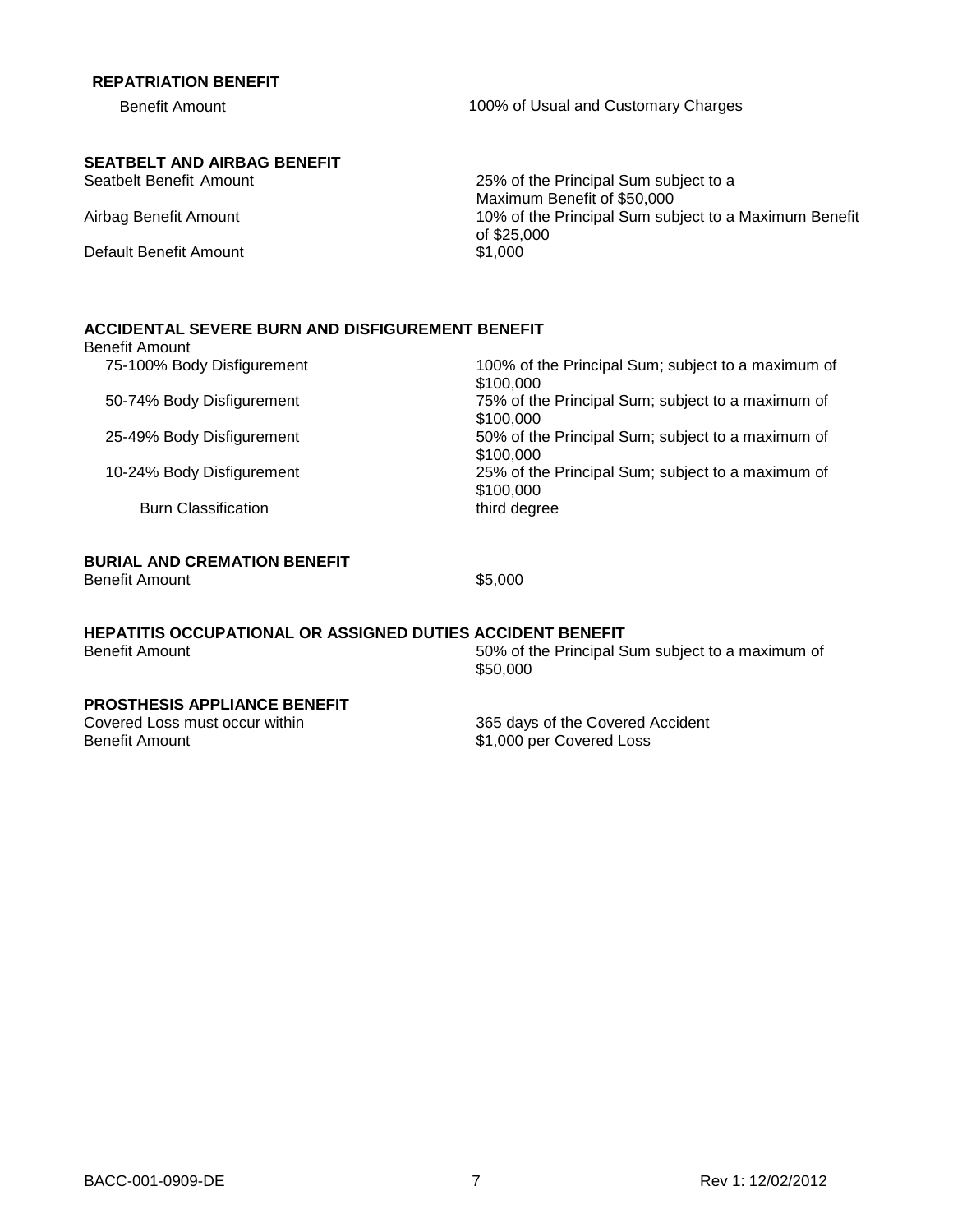**REPATRIATION BENEFIT**

| | |
|---|---|
| Benefit Amount | 100% of Usual and Customary Charges |

**SEATBELT AND AIRBAG BENEFIT**

| | |
|---|---|
| Seatbelt Benefit Amount | 25% of the Principal Sum subject to a Maximum Benefit of $50,000 |
| Airbag Benefit Amount | 10% of the Principal Sum subject to a Maximum Benefit of $25,000 |
| Default Benefit Amount | $1,000 |

**ACCIDENTAL SEVERE BURN AND DISFIGUREMENT BENEFIT**

| | |
|---|---|
| Benefit Amount | |
| 75-100% Body Disfigurement | 100% of the Principal Sum; subject to a maximum of $100,000 |
| 50-74% Body Disfigurement | 75% of the Principal Sum; subject to a maximum of $100,000 |
| 25-49% Body Disfigurement | 50% of the Principal Sum; subject to a maximum of $100,000 |
| 10-24% Body Disfigurement | 25% of the Principal Sum; subject to a maximum of $100,000 |
| Burn Classification | third degree |

**BURIAL AND CREMATION BENEFIT**

| | |
|---|---|
| Benefit Amount | $5,000 |

**HEPATITIS OCCUPATIONAL OR ASSIGNED DUTIES ACCIDENT BENEFIT**

| | |
|---|---|
| Benefit Amount | 50% of the Principal Sum subject to a maximum of $50,000 |

**PROSTHESIS APPLIANCE BENEFIT**

| | |
|---|---|
| Covered Loss must occur within | 365 days of the Covered Accident |
| Benefit Amount | $1,000 per Covered Loss |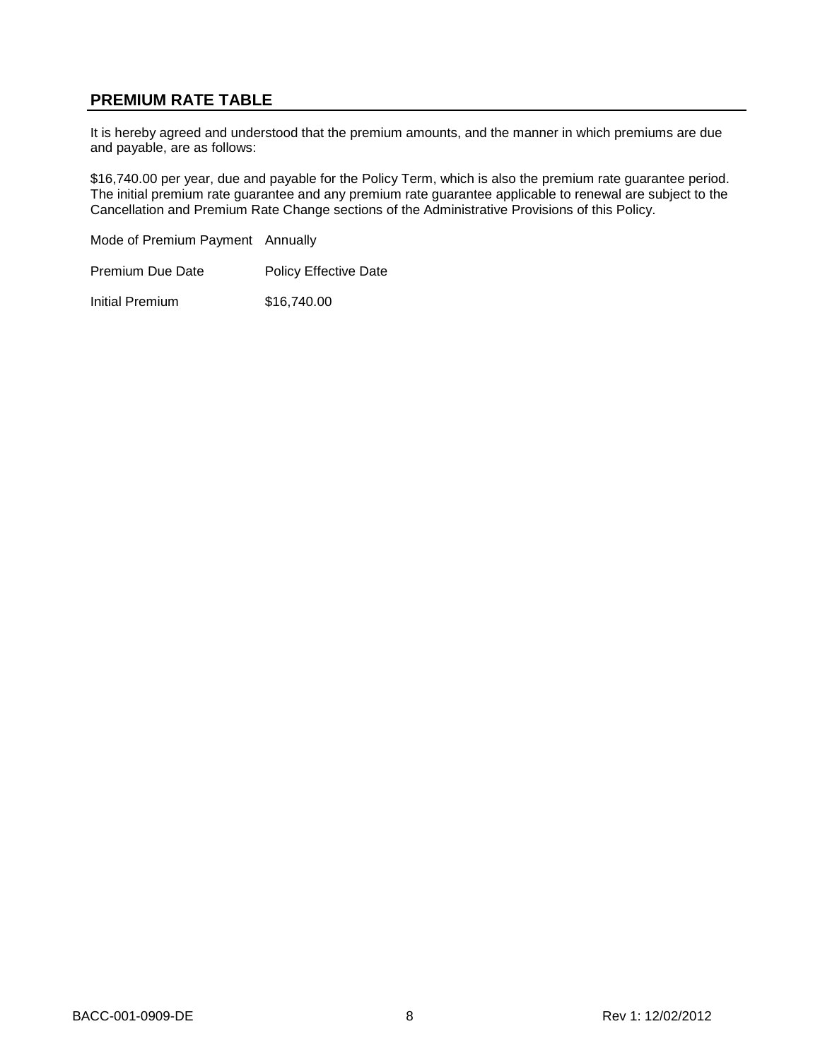## PREMIUM RATE TABLE

It is hereby agreed and understood that the premium amounts, and the manner in which premiums are due and payable, are as follows:

$16,740.00 per year, due and payable for the Policy Term, which is also the premium rate guarantee period. The initial premium rate guarantee and any premium rate guarantee applicable to renewal are subject to the Cancellation and Premium Rate Change sections of the Administrative Provisions of this Policy.

| | |
|---|---|
| Mode of Premium Payment | Annually |
| Premium Due Date | Policy Effective Date |
| Initial Premium | $16,740.00 |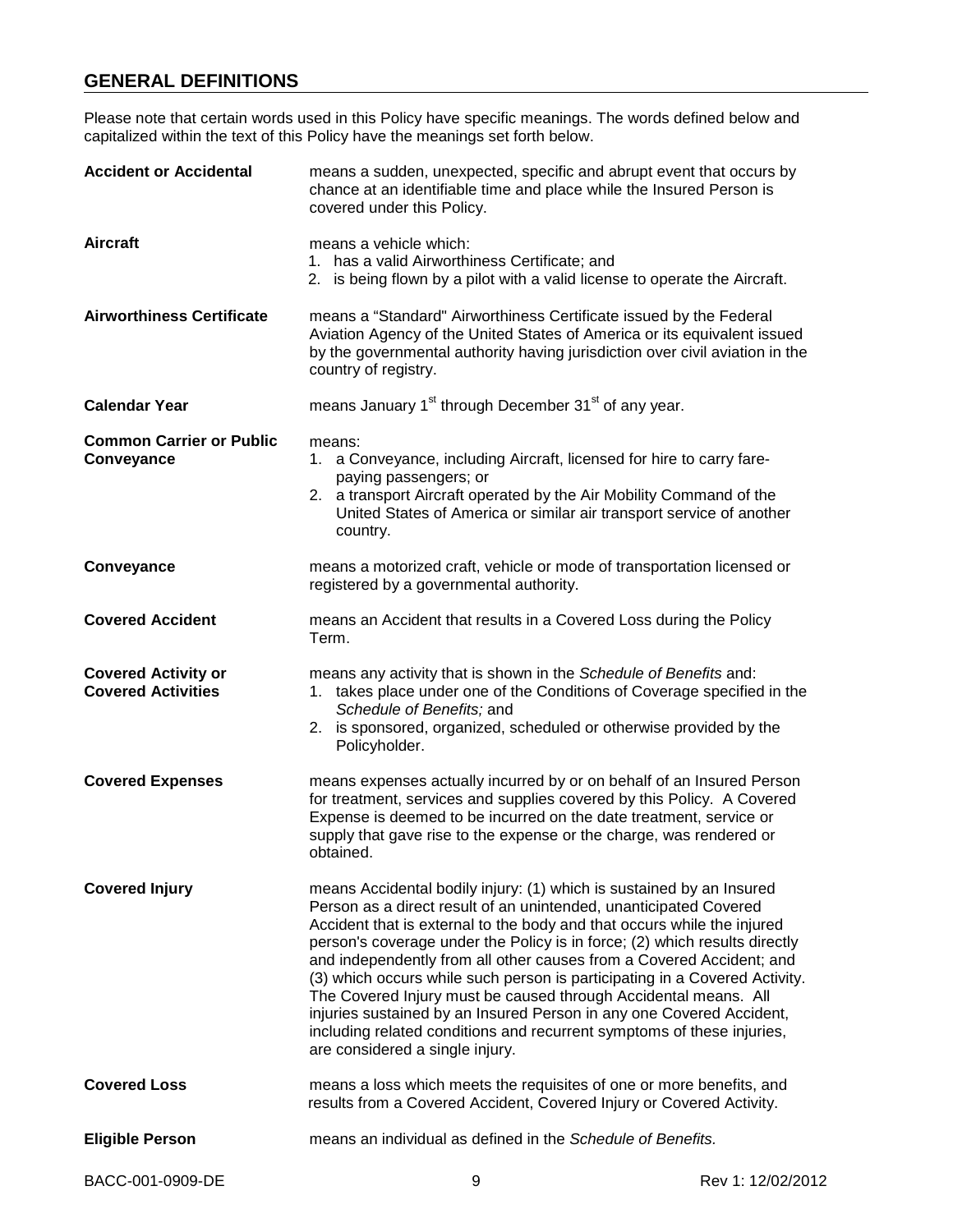## GENERAL DEFINITIONS

Please note that certain words used in this Policy have specific meanings. The words defined below and capitalized within the text of this Policy have the meanings set forth below.

**Accident or Accidental** means a sudden, unexpected, specific and abrupt event that occurs by chance at an identifiable time and place while the Insured Person is covered under this Policy.

**Aircraft** means a vehicle which:

1. has a valid Airworthiness Certificate; and
2. is being flown by a pilot with a valid license to operate the Aircraft.

**Airworthiness Certificate** means a "Standard" Airworthiness Certificate issued by the Federal Aviation Agency of the United States of America or its equivalent issued by the governmental authority having jurisdiction over civil aviation in the country of registry.

**Calendar Year** means January 1st through December 31st of any year.

**Common Carrier or Public Conveyance** means:

1. a Conveyance, including Aircraft, licensed for hire to carry fare-paying passengers; or
2. a transport Aircraft operated by the Air Mobility Command of the United States of America or similar air transport service of another country.

**Conveyance** means a motorized craft, vehicle or mode of transportation licensed or registered by a governmental authority.

**Covered Accident** means an Accident that results in a Covered Loss during the Policy Term.

**Covered Activity or Covered Activities** means any activity that is shown in the *Schedule of Benefits* and:

1. takes place under one of the Conditions of Coverage specified in the *Schedule of Benefits;* and
2. is sponsored, organized, scheduled or otherwise provided by the Policyholder.

**Covered Expenses** means expenses actually incurred by or on behalf of an Insured Person for treatment, services and supplies covered by this Policy. A Covered Expense is deemed to be incurred on the date treatment, service or supply that gave rise to the expense or the charge, was rendered or obtained.

**Covered Injury** means Accidental bodily injury: (1) which is sustained by an Insured Person as a direct result of an unintended, unanticipated Covered Accident that is external to the body and that occurs while the injured person's coverage under the Policy is in force; (2) which results directly and independently from all other causes from a Covered Accident; and (3) which occurs while such person is participating in a Covered Activity. The Covered Injury must be caused through Accidental means. All injuries sustained by an Insured Person in any one Covered Accident, including related conditions and recurrent symptoms of these injuries, are considered a single injury.

**Covered Loss** means a loss which meets the requisites of one or more benefits, and results from a Covered Accident, Covered Injury or Covered Activity.

**Eligible Person** means an individual as defined in the *Schedule of Benefits.*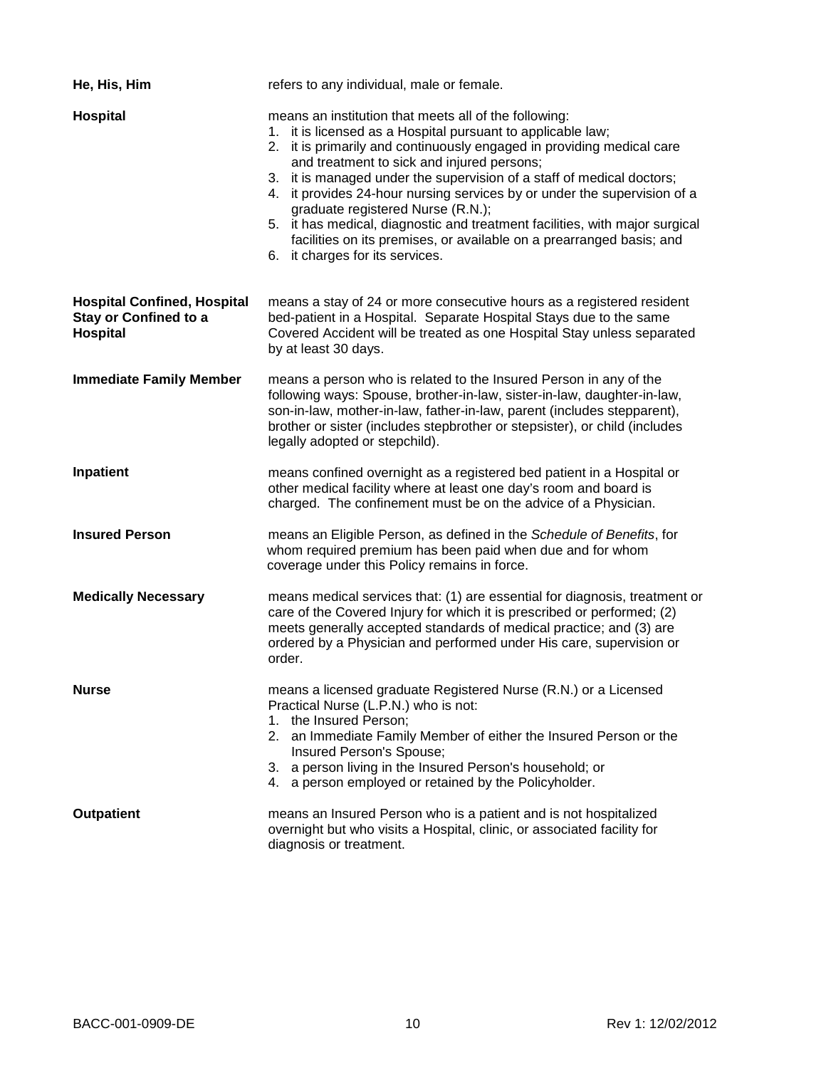**He, His, Him** refers to any individual, male or female.

**Hospital** means an institution that meets all of the following:

1. it is licensed as a Hospital pursuant to applicable law;
2. it is primarily and continuously engaged in providing medical care and treatment to sick and injured persons;
3. it is managed under the supervision of a staff of medical doctors;
4. it provides 24-hour nursing services by or under the supervision of a graduate registered Nurse (R.N.);
5. it has medical, diagnostic and treatment facilities, with major surgical facilities on its premises, or available on a prearranged basis; and
6. it charges for its services.

**Hospital Confined, Hospital Stay or Confined to a Hospital** means a stay of 24 or more consecutive hours as a registered resident bed-patient in a Hospital. Separate Hospital Stays due to the same Covered Accident will be treated as one Hospital Stay unless separated by at least 30 days.

**Immediate Family Member** means a person who is related to the Insured Person in any of the following ways: Spouse, brother-in-law, sister-in-law, daughter-in-law, son-in-law, mother-in-law, father-in-law, parent (includes stepparent), brother or sister (includes stepbrother or stepsister), or child (includes legally adopted or stepchild).

**Inpatient** means confined overnight as a registered bed patient in a Hospital or other medical facility where at least one day's room and board is charged. The confinement must be on the advice of a Physician.

**Insured Person** means an Eligible Person, as defined in the *Schedule of Benefits*, for whom required premium has been paid when due and for whom coverage under this Policy remains in force.

**Medically Necessary** means medical services that: (1) are essential for diagnosis, treatment or care of the Covered Injury for which it is prescribed or performed; (2) meets generally accepted standards of medical practice; and (3) are ordered by a Physician and performed under His care, supervision or order.

**Nurse** means a licensed graduate Registered Nurse (R.N.) or a Licensed Practical Nurse (L.P.N.) who is not:

1. the Insured Person;
2. an Immediate Family Member of either the Insured Person or the Insured Person's Spouse;
3. a person living in the Insured Person's household; or
4. a person employed or retained by the Policyholder.

**Outpatient** means an Insured Person who is a patient and is not hospitalized overnight but who visits a Hospital, clinic, or associated facility for diagnosis or treatment.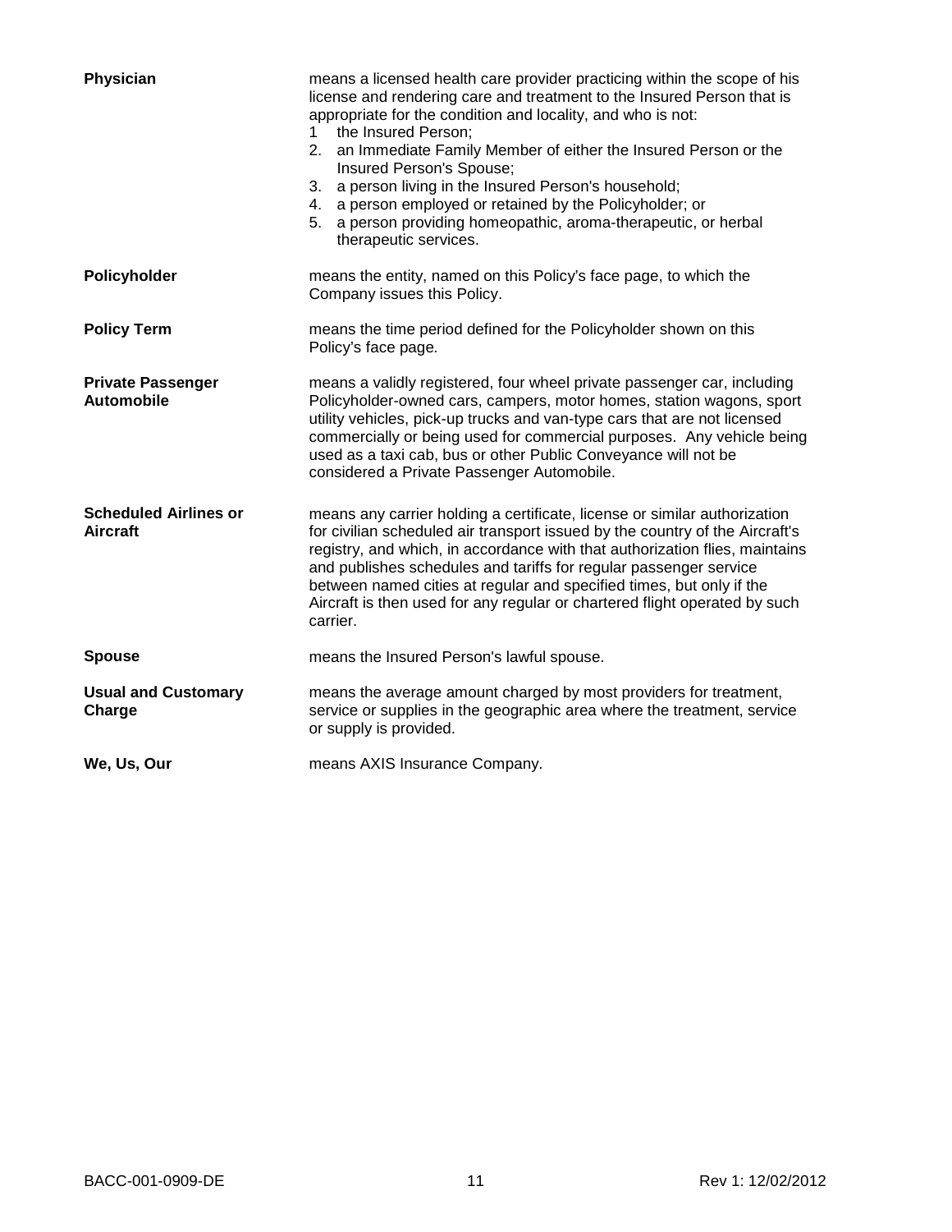**Physician** means a licensed health care provider practicing within the scope of his license and rendering care and treatment to the Insured Person that is appropriate for the condition and locality, and who is not:

1. the Insured Person;
2. an Immediate Family Member of either the Insured Person or the Insured Person's Spouse;
3. a person living in the Insured Person's household;
4. a person employed or retained by the Policyholder; or
5. a person providing homeopathic, aroma-therapeutic, or herbal therapeutic services.

**Policyholder** means the entity, named on this Policy's face page, to which the Company issues this Policy.

**Policy Term** means the time period defined for the Policyholder shown on this Policy's face page.

**Private Passenger Automobile** means a validly registered, four wheel private passenger car, including Policyholder-owned cars, campers, motor homes, station wagons, sport utility vehicles, pick-up trucks and van-type cars that are not licensed commercially or being used for commercial purposes. Any vehicle being used as a taxi cab, bus or other Public Conveyance will not be considered a Private Passenger Automobile.

**Scheduled Airlines or Aircraft** means any carrier holding a certificate, license or similar authorization for civilian scheduled air transport issued by the country of the Aircraft's registry, and which, in accordance with that authorization flies, maintains and publishes schedules and tariffs for regular passenger service between named cities at regular and specified times, but only if the Aircraft is then used for any regular or chartered flight operated by such carrier.

**Spouse** means the Insured Person's lawful spouse.

**Usual and Customary Charge** means the average amount charged by most providers for treatment, service or supplies in the geographic area where the treatment, service or supply is provided.

**We, Us, Our** means AXIS Insurance Company.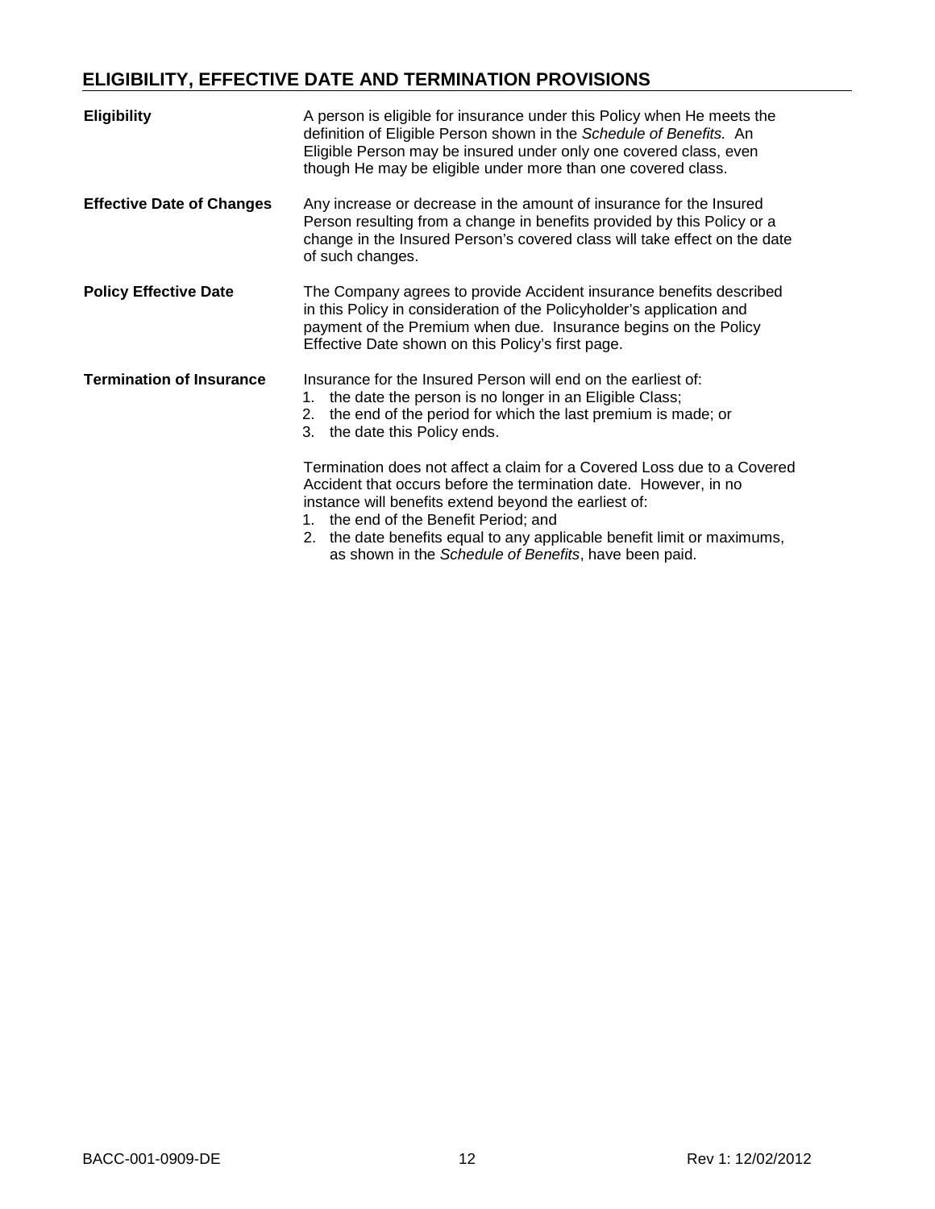## ELIGIBILITY, EFFECTIVE DATE AND TERMINATION PROVISIONS

**Eligibility**

A person is eligible for insurance under this Policy when He meets the definition of Eligible Person shown in the *Schedule of Benefits.* An Eligible Person may be insured under only one covered class, even though He may be eligible under more than one covered class.

**Effective Date of Changes**

Any increase or decrease in the amount of insurance for the Insured Person resulting from a change in benefits provided by this Policy or a change in the Insured Person's covered class will take effect on the date of such changes.

**Policy Effective Date**

The Company agrees to provide Accident insurance benefits described in this Policy in consideration of the Policyholder's application and payment of the Premium when due. Insurance begins on the Policy Effective Date shown on this Policy's first page.

**Termination of Insurance**

Insurance for the Insured Person will end on the earliest of:

1. the date the person is no longer in an Eligible Class;
2. the end of the period for which the last premium is made; or
3. the date this Policy ends.

Termination does not affect a claim for a Covered Loss due to a Covered Accident that occurs before the termination date. However, in no instance will benefits extend beyond the earliest of:

1. the end of the Benefit Period; and
2. the date benefits equal to any applicable benefit limit or maximums, as shown in the *Schedule of Benefits*, have been paid.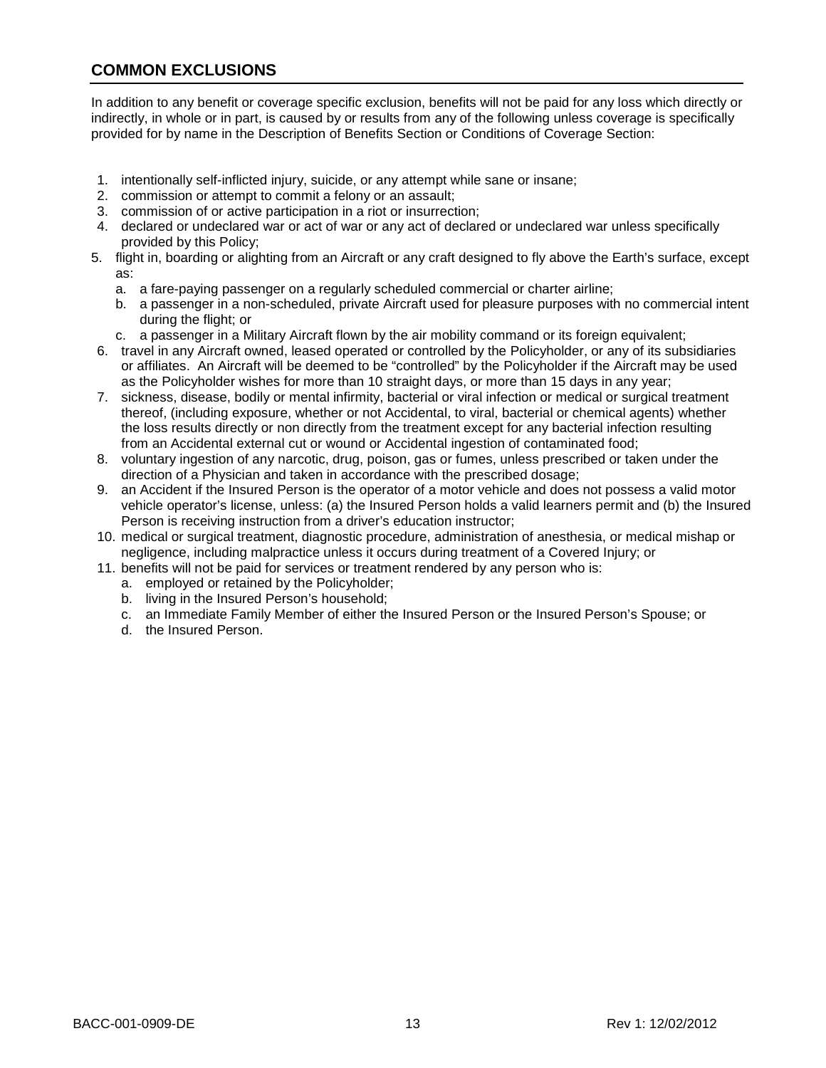## COMMON EXCLUSIONS

In addition to any benefit or coverage specific exclusion, benefits will not be paid for any loss which directly or indirectly, in whole or in part, is caused by or results from any of the following unless coverage is specifically provided for by name in the Description of Benefits Section or Conditions of Coverage Section:

1. intentionally self-inflicted injury, suicide, or any attempt while sane or insane;
2. commission or attempt to commit a felony or an assault;
3. commission of or active participation in a riot or insurrection;
4. declared or undeclared war or act of war or any act of declared or undeclared war unless specifically provided by this Policy;
5. flight in, boarding or alighting from an Aircraft or any craft designed to fly above the Earth's surface, except as:
   a. a fare-paying passenger on a regularly scheduled commercial or charter airline;
   b. a passenger in a non-scheduled, private Aircraft used for pleasure purposes with no commercial intent during the flight; or
   c. a passenger in a Military Aircraft flown by the air mobility command or its foreign equivalent;
6. travel in any Aircraft owned, leased operated or controlled by the Policyholder, or any of its subsidiaries or affiliates. An Aircraft will be deemed to be "controlled" by the Policyholder if the Aircraft may be used as the Policyholder wishes for more than 10 straight days, or more than 15 days in any year;
7. sickness, disease, bodily or mental infirmity, bacterial or viral infection or medical or surgical treatment thereof, (including exposure, whether or not Accidental, to viral, bacterial or chemical agents) whether the loss results directly or non directly from the treatment except for any bacterial infection resulting from an Accidental external cut or wound or Accidental ingestion of contaminated food;
8. voluntary ingestion of any narcotic, drug, poison, gas or fumes, unless prescribed or taken under the direction of a Physician and taken in accordance with the prescribed dosage;
9. an Accident if the Insured Person is the operator of a motor vehicle and does not possess a valid motor vehicle operator's license, unless: (a) the Insured Person holds a valid learners permit and (b) the Insured Person is receiving instruction from a driver's education instructor;
10. medical or surgical treatment, diagnostic procedure, administration of anesthesia, or medical mishap or negligence, including malpractice unless it occurs during treatment of a Covered Injury; or
11. benefits will not be paid for services or treatment rendered by any person who is:
    a. employed or retained by the Policyholder;
    b. living in the Insured Person's household;
    c. an Immediate Family Member of either the Insured Person or the Insured Person's Spouse; or
    d. the Insured Person.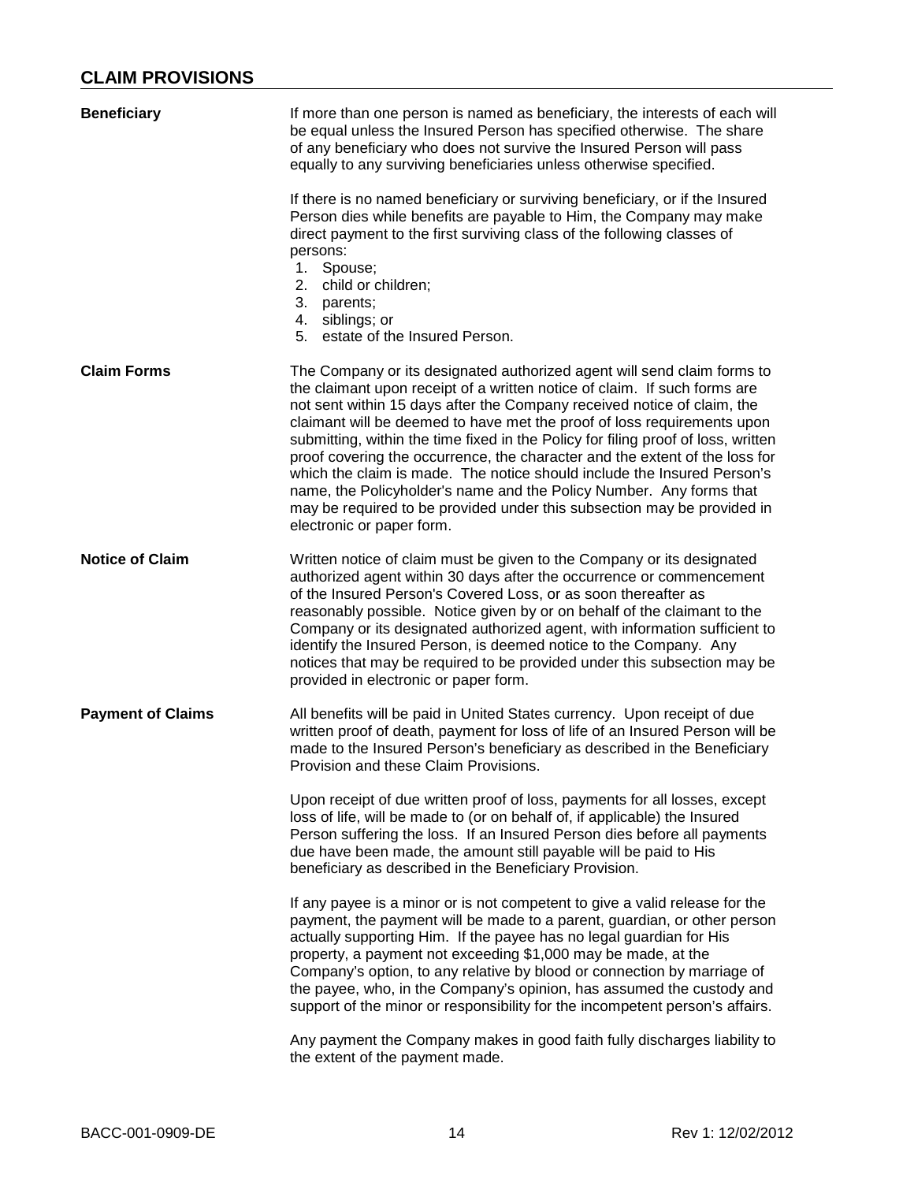## CLAIM PROVISIONS

**Beneficiary**

If more than one person is named as beneficiary, the interests of each will be equal unless the Insured Person has specified otherwise. The share of any beneficiary who does not survive the Insured Person will pass equally to any surviving beneficiaries unless otherwise specified.

If there is no named beneficiary or surviving beneficiary, or if the Insured Person dies while benefits are payable to Him, the Company may make direct payment to the first surviving class of the following classes of persons:

1. Spouse;
2. child or children;
3. parents;
4. siblings; or
5. estate of the Insured Person.

**Claim Forms**

The Company or its designated authorized agent will send claim forms to the claimant upon receipt of a written notice of claim. If such forms are not sent within 15 days after the Company received notice of claim, the claimant will be deemed to have met the proof of loss requirements upon submitting, within the time fixed in the Policy for filing proof of loss, written proof covering the occurrence, the character and the extent of the loss for which the claim is made. The notice should include the Insured Person's name, the Policyholder's name and the Policy Number. Any forms that may be required to be provided under this subsection may be provided in electronic or paper form.

**Notice of Claim**

Written notice of claim must be given to the Company or its designated authorized agent within 30 days after the occurrence or commencement of the Insured Person's Covered Loss, or as soon thereafter as reasonably possible. Notice given by or on behalf of the claimant to the Company or its designated authorized agent, with information sufficient to identify the Insured Person, is deemed notice to the Company. Any notices that may be required to be provided under this subsection may be provided in electronic or paper form.

**Payment of Claims**

All benefits will be paid in United States currency. Upon receipt of due written proof of death, payment for loss of life of an Insured Person will be made to the Insured Person's beneficiary as described in the Beneficiary Provision and these Claim Provisions.

Upon receipt of due written proof of loss, payments for all losses, except loss of life, will be made to (or on behalf of, if applicable) the Insured Person suffering the loss. If an Insured Person dies before all payments due have been made, the amount still payable will be paid to His beneficiary as described in the Beneficiary Provision.

If any payee is a minor or is not competent to give a valid release for the payment, the payment will be made to a parent, guardian, or other person actually supporting Him. If the payee has no legal guardian for His property, a payment not exceeding $1,000 may be made, at the Company's option, to any relative by blood or connection by marriage of the payee, who, in the Company's opinion, has assumed the custody and support of the minor or responsibility for the incompetent person's affairs.

Any payment the Company makes in good faith fully discharges liability to the extent of the payment made.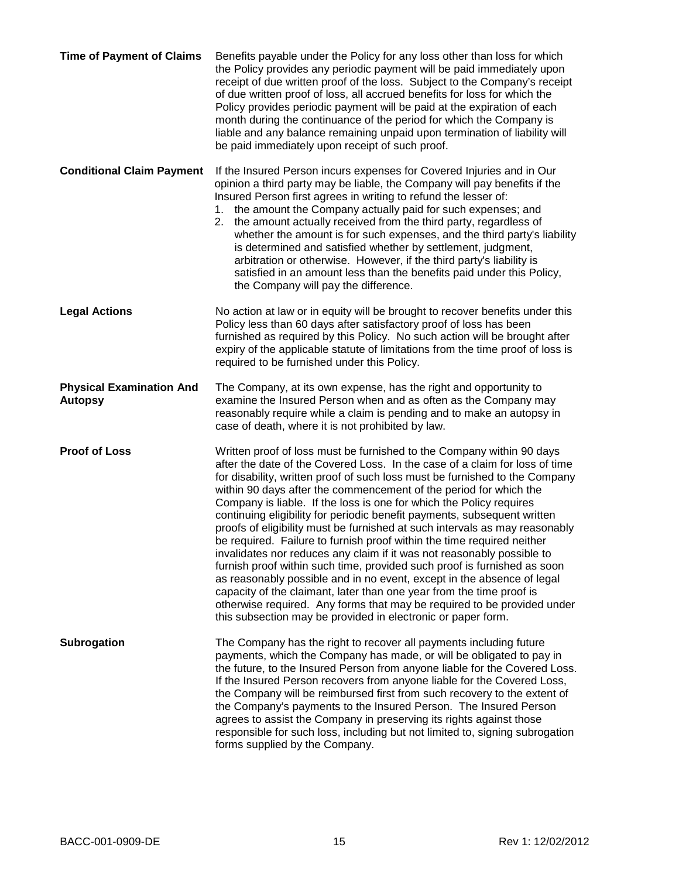**Time of Payment of Claims**

Benefits payable under the Policy for any loss other than loss for which the Policy provides any periodic payment will be paid immediately upon receipt of due written proof of the loss. Subject to the Company's receipt of due written proof of loss, all accrued benefits for loss for which the Policy provides periodic payment will be paid at the expiration of each month during the continuance of the period for which the Company is liable and any balance remaining unpaid upon termination of liability will be paid immediately upon receipt of such proof.

**Conditional Claim Payment**

If the Insured Person incurs expenses for Covered Injuries and in Our opinion a third party may be liable, the Company will pay benefits if the Insured Person first agrees in writing to refund the lesser of:

1. the amount the Company actually paid for such expenses; and
2. the amount actually received from the third party, regardless of whether the amount is for such expenses, and the third party's liability is determined and satisfied whether by settlement, judgment, arbitration or otherwise. However, if the third party's liability is satisfied in an amount less than the benefits paid under this Policy, the Company will pay the difference.

**Legal Actions**

No action at law or in equity will be brought to recover benefits under this Policy less than 60 days after satisfactory proof of loss has been furnished as required by this Policy. No such action will be brought after expiry of the applicable statute of limitations from the time proof of loss is required to be furnished under this Policy.

**Physical Examination And Autopsy**

The Company, at its own expense, has the right and opportunity to examine the Insured Person when and as often as the Company may reasonably require while a claim is pending and to make an autopsy in case of death, where it is not prohibited by law.

**Proof of Loss**

Written proof of loss must be furnished to the Company within 90 days after the date of the Covered Loss. In the case of a claim for loss of time for disability, written proof of such loss must be furnished to the Company within 90 days after the commencement of the period for which the Company is liable. If the loss is one for which the Policy requires continuing eligibility for periodic benefit payments, subsequent written proofs of eligibility must be furnished at such intervals as may reasonably be required. Failure to furnish proof within the time required neither invalidates nor reduces any claim if it was not reasonably possible to furnish proof within such time, provided such proof is furnished as soon as reasonably possible and in no event, except in the absence of legal capacity of the claimant, later than one year from the time proof is otherwise required. Any forms that may be required to be provided under this subsection may be provided in electronic or paper form.

**Subrogation**

The Company has the right to recover all payments including future payments, which the Company has made, or will be obligated to pay in the future, to the Insured Person from anyone liable for the Covered Loss. If the Insured Person recovers from anyone liable for the Covered Loss, the Company will be reimbursed first from such recovery to the extent of the Company's payments to the Insured Person. The Insured Person agrees to assist the Company in preserving its rights against those responsible for such loss, including but not limited to, signing subrogation forms supplied by the Company.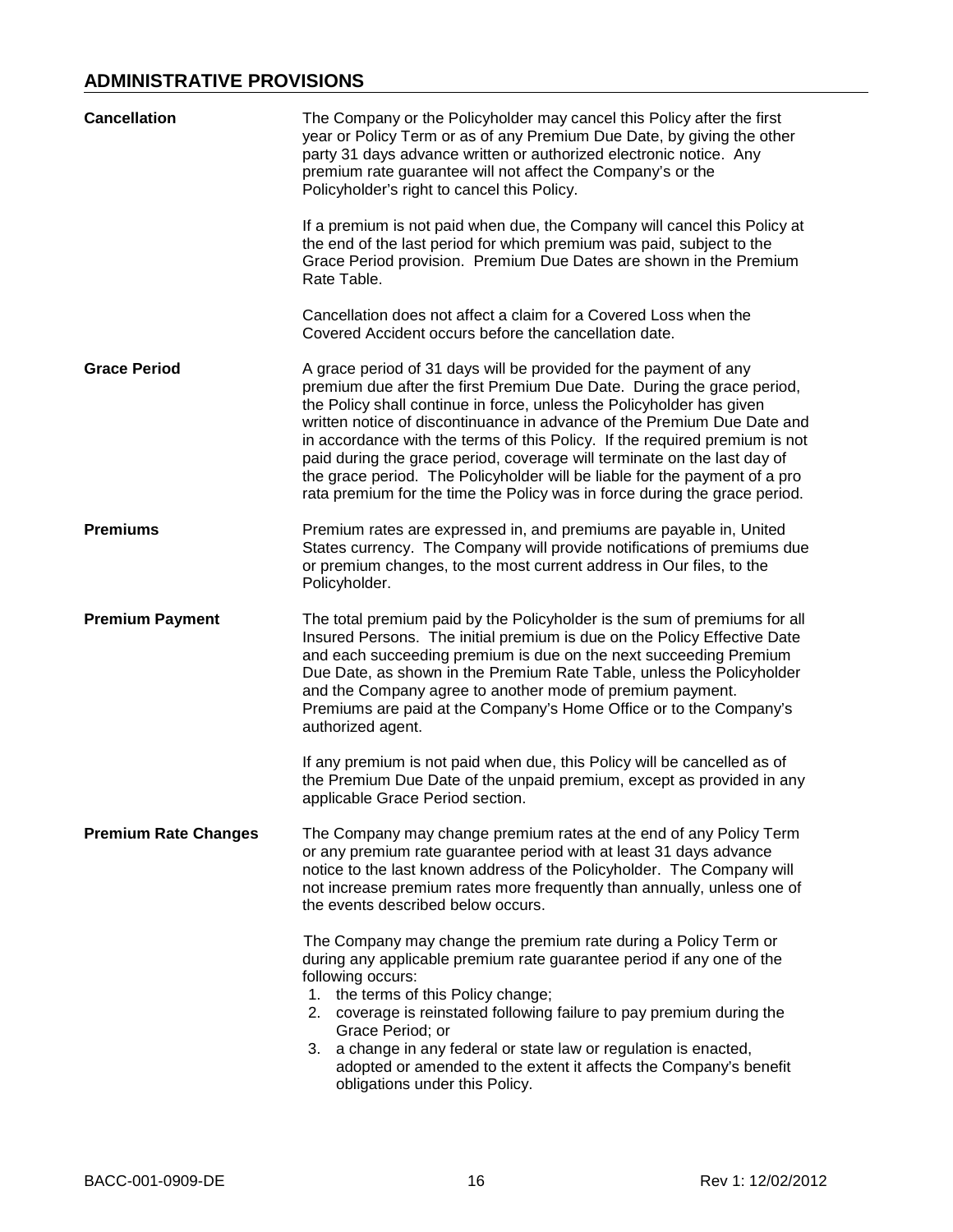## ADMINISTRATIVE PROVISIONS

**Cancellation**

The Company or the Policyholder may cancel this Policy after the first year or Policy Term or as of any Premium Due Date, by giving the other party 31 days advance written or authorized electronic notice. Any premium rate guarantee will not affect the Company's or the Policyholder's right to cancel this Policy.

If a premium is not paid when due, the Company will cancel this Policy at the end of the last period for which premium was paid, subject to the Grace Period provision. Premium Due Dates are shown in the Premium Rate Table.

Cancellation does not affect a claim for a Covered Loss when the Covered Accident occurs before the cancellation date.

**Grace Period**

A grace period of 31 days will be provided for the payment of any premium due after the first Premium Due Date. During the grace period, the Policy shall continue in force, unless the Policyholder has given written notice of discontinuance in advance of the Premium Due Date and in accordance with the terms of this Policy. If the required premium is not paid during the grace period, coverage will terminate on the last day of the grace period. The Policyholder will be liable for the payment of a pro rata premium for the time the Policy was in force during the grace period.

**Premiums**

Premium rates are expressed in, and premiums are payable in, United States currency. The Company will provide notifications of premiums due or premium changes, to the most current address in Our files, to the Policyholder.

**Premium Payment**

The total premium paid by the Policyholder is the sum of premiums for all Insured Persons. The initial premium is due on the Policy Effective Date and each succeeding premium is due on the next succeeding Premium Due Date, as shown in the Premium Rate Table, unless the Policyholder and the Company agree to another mode of premium payment. Premiums are paid at the Company's Home Office or to the Company's authorized agent.

If any premium is not paid when due, this Policy will be cancelled as of the Premium Due Date of the unpaid premium, except as provided in any applicable Grace Period section.

**Premium Rate Changes**

The Company may change premium rates at the end of any Policy Term or any premium rate guarantee period with at least 31 days advance notice to the last known address of the Policyholder. The Company will not increase premium rates more frequently than annually, unless one of the events described below occurs.

The Company may change the premium rate during a Policy Term or during any applicable premium rate guarantee period if any one of the following occurs:

1. the terms of this Policy change;
2. coverage is reinstated following failure to pay premium during the Grace Period; or
3. a change in any federal or state law or regulation is enacted, adopted or amended to the extent it affects the Company's benefit obligations under this Policy.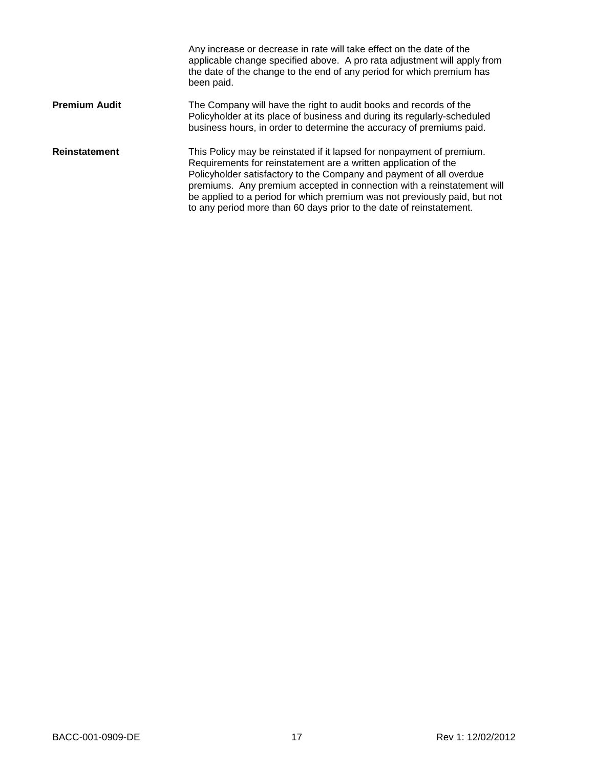Any increase or decrease in rate will take effect on the date of the applicable change specified above. A pro rata adjustment will apply from the date of the change to the end of any period for which premium has been paid.

**Premium Audit**

The Company will have the right to audit books and records of the Policyholder at its place of business and during its regularly-scheduled business hours, in order to determine the accuracy of premiums paid.

**Reinstatement**

This Policy may be reinstated if it lapsed for nonpayment of premium. Requirements for reinstatement are a written application of the Policyholder satisfactory to the Company and payment of all overdue premiums. Any premium accepted in connection with a reinstatement will be applied to a period for which premium was not previously paid, but not to any period more than 60 days prior to the date of reinstatement.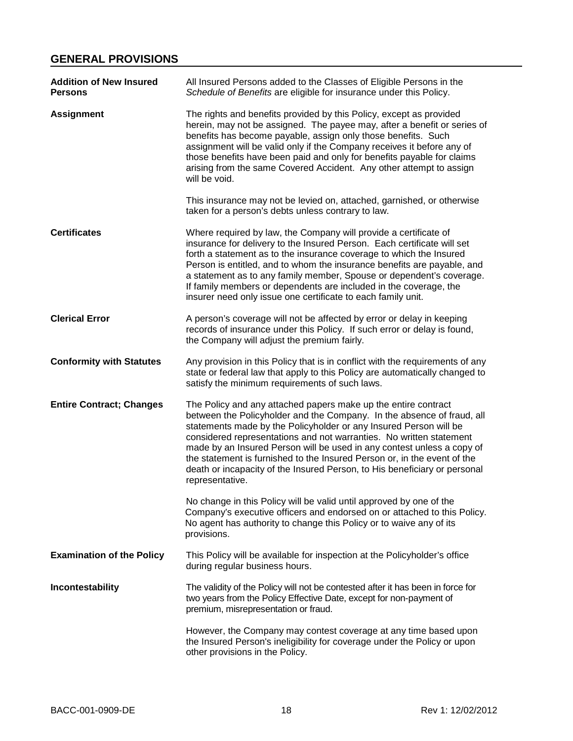## GENERAL PROVISIONS

**Addition of New Insured Persons**

All Insured Persons added to the Classes of Eligible Persons in the *Schedule of Benefits* are eligible for insurance under this Policy.

**Assignment**

The rights and benefits provided by this Policy, except as provided herein, may not be assigned. The payee may, after a benefit or series of benefits has become payable, assign only those benefits. Such assignment will be valid only if the Company receives it before any of those benefits have been paid and only for benefits payable for claims arising from the same Covered Accident. Any other attempt to assign will be void.

This insurance may not be levied on, attached, garnished, or otherwise taken for a person's debts unless contrary to law.

**Certificates**

Where required by law, the Company will provide a certificate of insurance for delivery to the Insured Person. Each certificate will set forth a statement as to the insurance coverage to which the Insured Person is entitled, and to whom the insurance benefits are payable, and a statement as to any family member, Spouse or dependent's coverage. If family members or dependents are included in the coverage, the insurer need only issue one certificate to each family unit.

**Clerical Error**

A person's coverage will not be affected by error or delay in keeping records of insurance under this Policy. If such error or delay is found, the Company will adjust the premium fairly.

**Conformity with Statutes**

Any provision in this Policy that is in conflict with the requirements of any state or federal law that apply to this Policy are automatically changed to satisfy the minimum requirements of such laws.

**Entire Contract; Changes**

The Policy and any attached papers make up the entire contract between the Policyholder and the Company. In the absence of fraud, all statements made by the Policyholder or any Insured Person will be considered representations and not warranties. No written statement made by an Insured Person will be used in any contest unless a copy of the statement is furnished to the Insured Person or, in the event of the death or incapacity of the Insured Person, to His beneficiary or personal representative.

No change in this Policy will be valid until approved by one of the Company's executive officers and endorsed on or attached to this Policy. No agent has authority to change this Policy or to waive any of its provisions.

**Examination of the Policy**

This Policy will be available for inspection at the Policyholder's office during regular business hours.

**Incontestability**

The validity of the Policy will not be contested after it has been in force for two years from the Policy Effective Date, except for non-payment of premium, misrepresentation or fraud.

However, the Company may contest coverage at any time based upon the Insured Person's ineligibility for coverage under the Policy or upon other provisions in the Policy.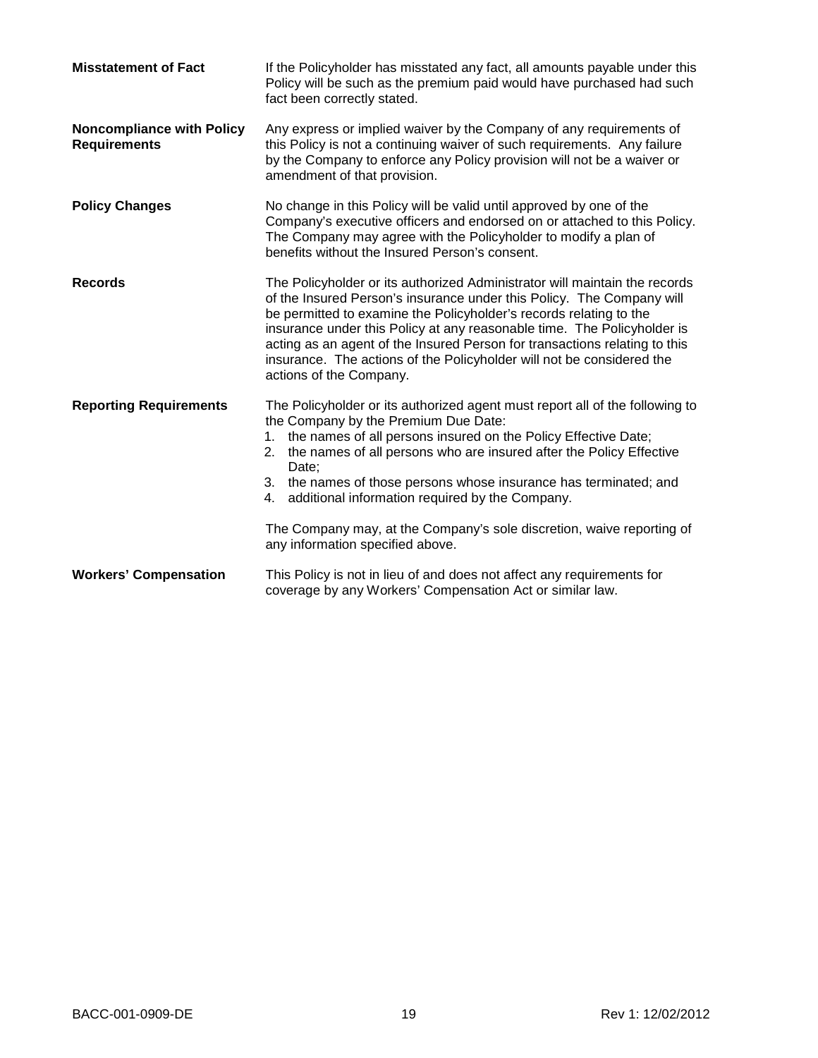**Misstatement of Fact**

If the Policyholder has misstated any fact, all amounts payable under this Policy will be such as the premium paid would have purchased had such fact been correctly stated.

**Noncompliance with Policy Requirements**

Any express or implied waiver by the Company of any requirements of this Policy is not a continuing waiver of such requirements. Any failure by the Company to enforce any Policy provision will not be a waiver or amendment of that provision.

**Policy Changes**

No change in this Policy will be valid until approved by one of the Company's executive officers and endorsed on or attached to this Policy. The Company may agree with the Policyholder to modify a plan of benefits without the Insured Person's consent.

**Records**

The Policyholder or its authorized Administrator will maintain the records of the Insured Person's insurance under this Policy. The Company will be permitted to examine the Policyholder's records relating to the insurance under this Policy at any reasonable time. The Policyholder is acting as an agent of the Insured Person for transactions relating to this insurance. The actions of the Policyholder will not be considered the actions of the Company.

**Reporting Requirements**

The Policyholder or its authorized agent must report all of the following to the Company by the Premium Due Date:

1. the names of all persons insured on the Policy Effective Date;
2. the names of all persons who are insured after the Policy Effective Date;
3. the names of those persons whose insurance has terminated; and
4. additional information required by the Company.

The Company may, at the Company's sole discretion, waive reporting of any information specified above.

**Workers' Compensation**

This Policy is not in lieu of and does not affect any requirements for coverage by any Workers' Compensation Act or similar law.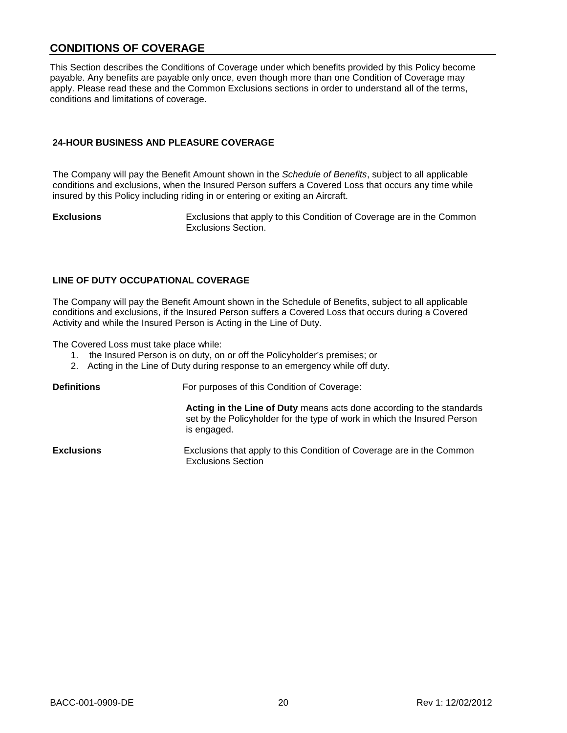## CONDITIONS OF COVERAGE

This Section describes the Conditions of Coverage under which benefits provided by this Policy become payable. Any benefits are payable only once, even though more than one Condition of Coverage may apply. Please read these and the Common Exclusions sections in order to understand all of the terms, conditions and limitations of coverage.

### 24-HOUR BUSINESS AND PLEASURE COVERAGE

The Company will pay the Benefit Amount shown in the *Schedule of Benefits*, subject to all applicable conditions and exclusions, when the Insured Person suffers a Covered Loss that occurs any time while insured by this Policy including riding in or entering or exiting an Aircraft.

**Exclusions** Exclusions that apply to this Condition of Coverage are in the Common Exclusions Section.

### LINE OF DUTY OCCUPATIONAL COVERAGE

The Company will pay the Benefit Amount shown in the Schedule of Benefits, subject to all applicable conditions and exclusions, if the Insured Person suffers a Covered Loss that occurs during a Covered Activity and while the Insured Person is Acting in the Line of Duty.

The Covered Loss must take place while:

1. the Insured Person is on duty, on or off the Policyholder's premises; or
2. Acting in the Line of Duty during response to an emergency while off duty.

**Definitions** For purposes of this Condition of Coverage:

**Acting in the Line of Duty** means acts done according to the standards set by the Policyholder for the type of work in which the Insured Person is engaged.

**Exclusions** Exclusions that apply to this Condition of Coverage are in the Common Exclusions Section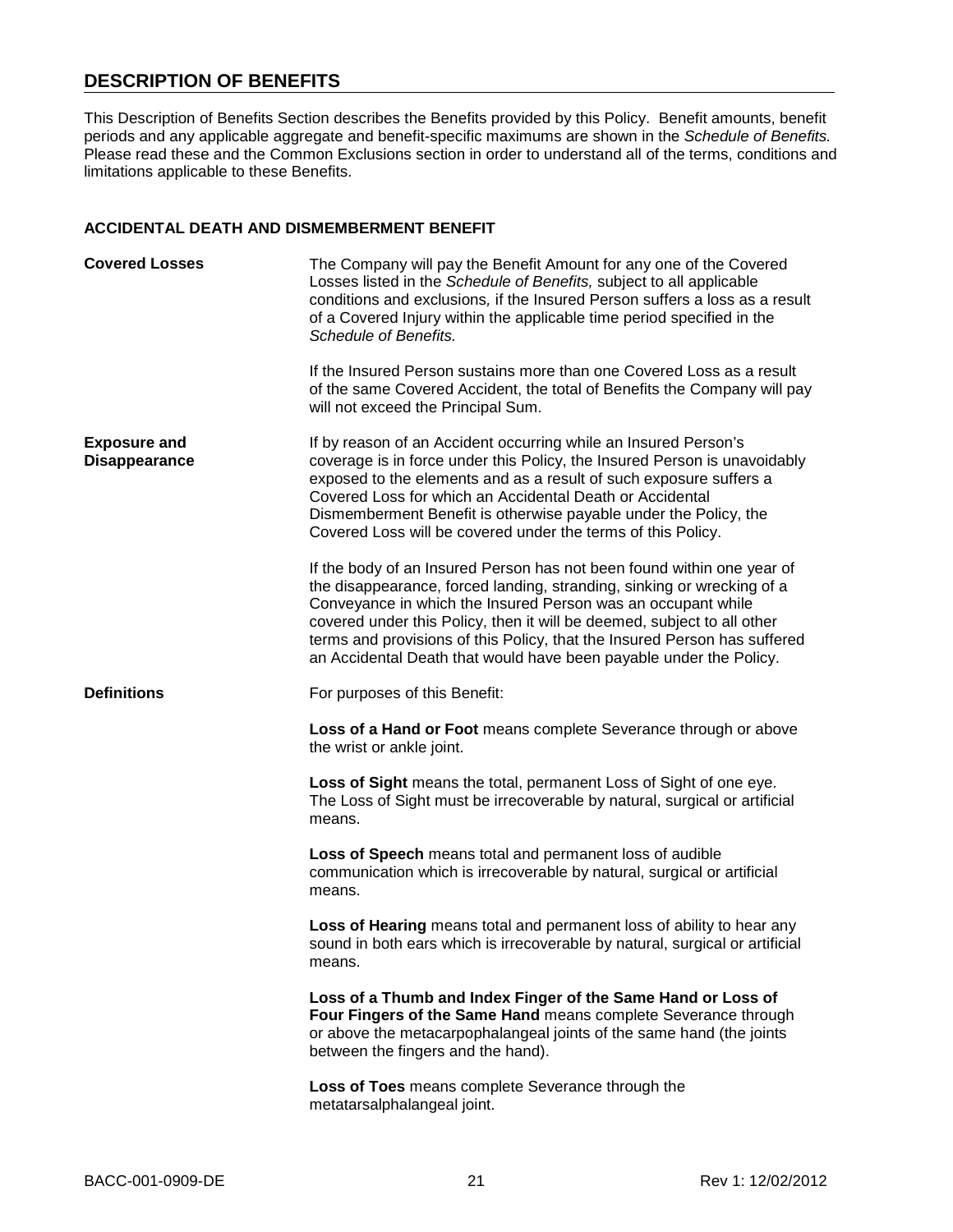## DESCRIPTION OF BENEFITS

This Description of Benefits Section describes the Benefits provided by this Policy. Benefit amounts, benefit periods and any applicable aggregate and benefit-specific maximums are shown in the *Schedule of Benefits.* Please read these and the Common Exclusions section in order to understand all of the terms, conditions and limitations applicable to these Benefits.

### ACCIDENTAL DEATH AND DISMEMBERMENT BENEFIT

**Covered Losses**

The Company will pay the Benefit Amount for any one of the Covered Losses listed in the *Schedule of Benefits,* subject to all applicable conditions and exclusions*,* if the Insured Person suffers a loss as a result of a Covered Injury within the applicable time period specified in the *Schedule of Benefits.*

If the Insured Person sustains more than one Covered Loss as a result of the same Covered Accident, the total of Benefits the Company will pay will not exceed the Principal Sum.

**Exposure and Disappearance**

If by reason of an Accident occurring while an Insured Person's coverage is in force under this Policy, the Insured Person is unavoidably exposed to the elements and as a result of such exposure suffers a Covered Loss for which an Accidental Death or Accidental Dismemberment Benefit is otherwise payable under the Policy, the Covered Loss will be covered under the terms of this Policy.

If the body of an Insured Person has not been found within one year of the disappearance, forced landing, stranding, sinking or wrecking of a Conveyance in which the Insured Person was an occupant while covered under this Policy, then it will be deemed, subject to all other terms and provisions of this Policy, that the Insured Person has suffered an Accidental Death that would have been payable under the Policy.

**Definitions**

For purposes of this Benefit:

**Loss of a Hand or Foot** means complete Severance through or above the wrist or ankle joint.

**Loss of Sight** means the total, permanent Loss of Sight of one eye. The Loss of Sight must be irrecoverable by natural, surgical or artificial means.

**Loss of Speech** means total and permanent loss of audible communication which is irrecoverable by natural, surgical or artificial means.

**Loss of Hearing** means total and permanent loss of ability to hear any sound in both ears which is irrecoverable by natural, surgical or artificial means.

**Loss of a Thumb and Index Finger of the Same Hand or Loss of Four Fingers of the Same Hand** means complete Severance through or above the metacarpophalangeal joints of the same hand (the joints between the fingers and the hand).

**Loss of Toes** means complete Severance through the metatarsalphalangeal joint.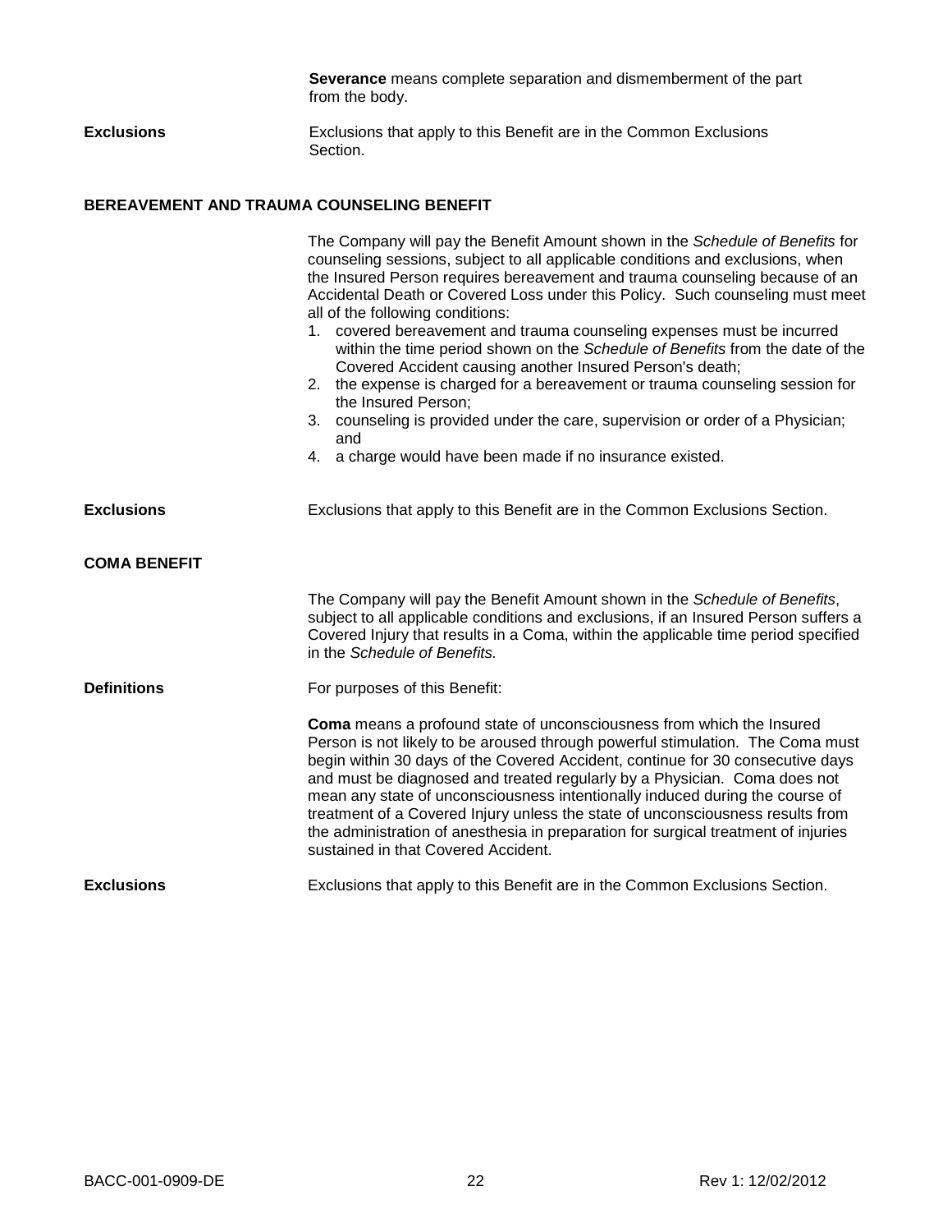**Severance** means complete separation and dismemberment of the part from the body.

**Exclusions**

Exclusions that apply to this Benefit are in the Common Exclusions Section.

## BEREAVEMENT AND TRAUMA COUNSELING BENEFIT

The Company will pay the Benefit Amount shown in the *Schedule of Benefits* for counseling sessions, subject to all applicable conditions and exclusions, when the Insured Person requires bereavement and trauma counseling because of an Accidental Death or Covered Loss under this Policy. Such counseling must meet all of the following conditions:

1. covered bereavement and trauma counseling expenses must be incurred within the time period shown on the *Schedule of Benefits* from the date of the Covered Accident causing another Insured Person's death;
2. the expense is charged for a bereavement or trauma counseling session for the Insured Person;
3. counseling is provided under the care, supervision or order of a Physician; and
4. a charge would have been made if no insurance existed.

**Exclusions**

Exclusions that apply to this Benefit are in the Common Exclusions Section.

## COMA BENEFIT

The Company will pay the Benefit Amount shown in the *Schedule of Benefits*, subject to all applicable conditions and exclusions, if an Insured Person suffers a Covered Injury that results in a Coma, within the applicable time period specified in the *Schedule of Benefits.*

**Definitions**

For purposes of this Benefit:

**Coma** means a profound state of unconsciousness from which the Insured Person is not likely to be aroused through powerful stimulation. The Coma must begin within 30 days of the Covered Accident, continue for 30 consecutive days and must be diagnosed and treated regularly by a Physician. Coma does not mean any state of unconsciousness intentionally induced during the course of treatment of a Covered Injury unless the state of unconsciousness results from the administration of anesthesia in preparation for surgical treatment of injuries sustained in that Covered Accident.

**Exclusions**

Exclusions that apply to this Benefit are in the Common Exclusions Section.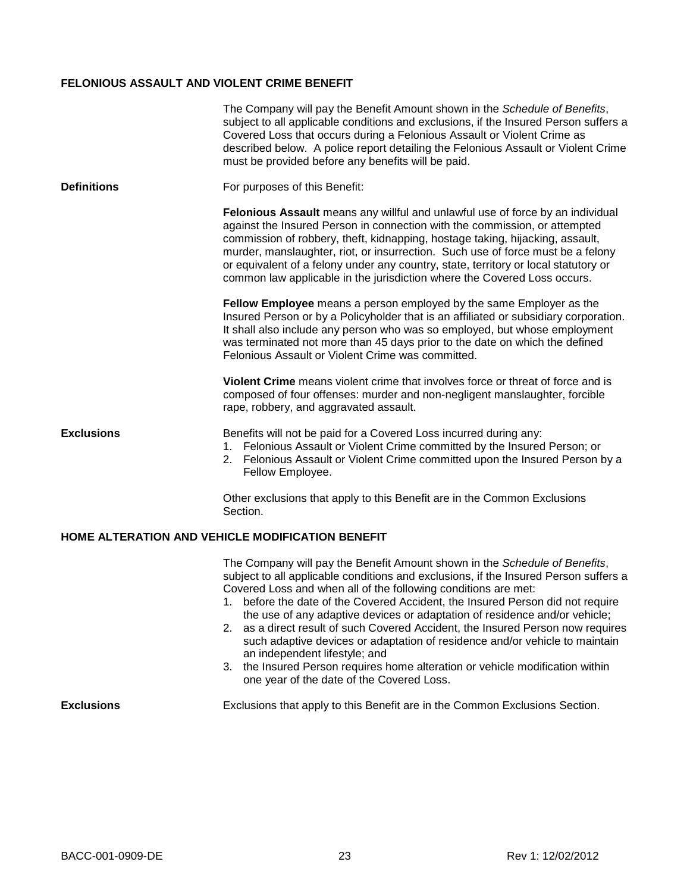## FELONIOUS ASSAULT AND VIOLENT CRIME BENEFIT

The Company will pay the Benefit Amount shown in the *Schedule of Benefits*, subject to all applicable conditions and exclusions, if the Insured Person suffers a Covered Loss that occurs during a Felonious Assault or Violent Crime as described below. A police report detailing the Felonious Assault or Violent Crime must be provided before any benefits will be paid.

**Definitions**

For purposes of this Benefit:

**Felonious Assault** means any willful and unlawful use of force by an individual against the Insured Person in connection with the commission, or attempted commission of robbery, theft, kidnapping, hostage taking, hijacking, assault, murder, manslaughter, riot, or insurrection. Such use of force must be a felony or equivalent of a felony under any country, state, territory or local statutory or common law applicable in the jurisdiction where the Covered Loss occurs.

**Fellow Employee** means a person employed by the same Employer as the Insured Person or by a Policyholder that is an affiliated or subsidiary corporation. It shall also include any person who was so employed, but whose employment was terminated not more than 45 days prior to the date on which the defined Felonious Assault or Violent Crime was committed.

**Violent Crime** means violent crime that involves force or threat of force and is composed of four offenses: murder and non-negligent manslaughter, forcible rape, robbery, and aggravated assault.

**Exclusions**

Benefits will not be paid for a Covered Loss incurred during any:

1. Felonious Assault or Violent Crime committed by the Insured Person; or
2. Felonious Assault or Violent Crime committed upon the Insured Person by a Fellow Employee.

Other exclusions that apply to this Benefit are in the Common Exclusions Section.

## HOME ALTERATION AND VEHICLE MODIFICATION BENEFIT

The Company will pay the Benefit Amount shown in the *Schedule of Benefits*, subject to all applicable conditions and exclusions, if the Insured Person suffers a Covered Loss and when all of the following conditions are met:

1. before the date of the Covered Accident, the Insured Person did not require the use of any adaptive devices or adaptation of residence and/or vehicle;
2. as a direct result of such Covered Accident, the Insured Person now requires such adaptive devices or adaptation of residence and/or vehicle to maintain an independent lifestyle; and
3. the Insured Person requires home alteration or vehicle modification within one year of the date of the Covered Loss.

**Exclusions**

Exclusions that apply to this Benefit are in the Common Exclusions Section.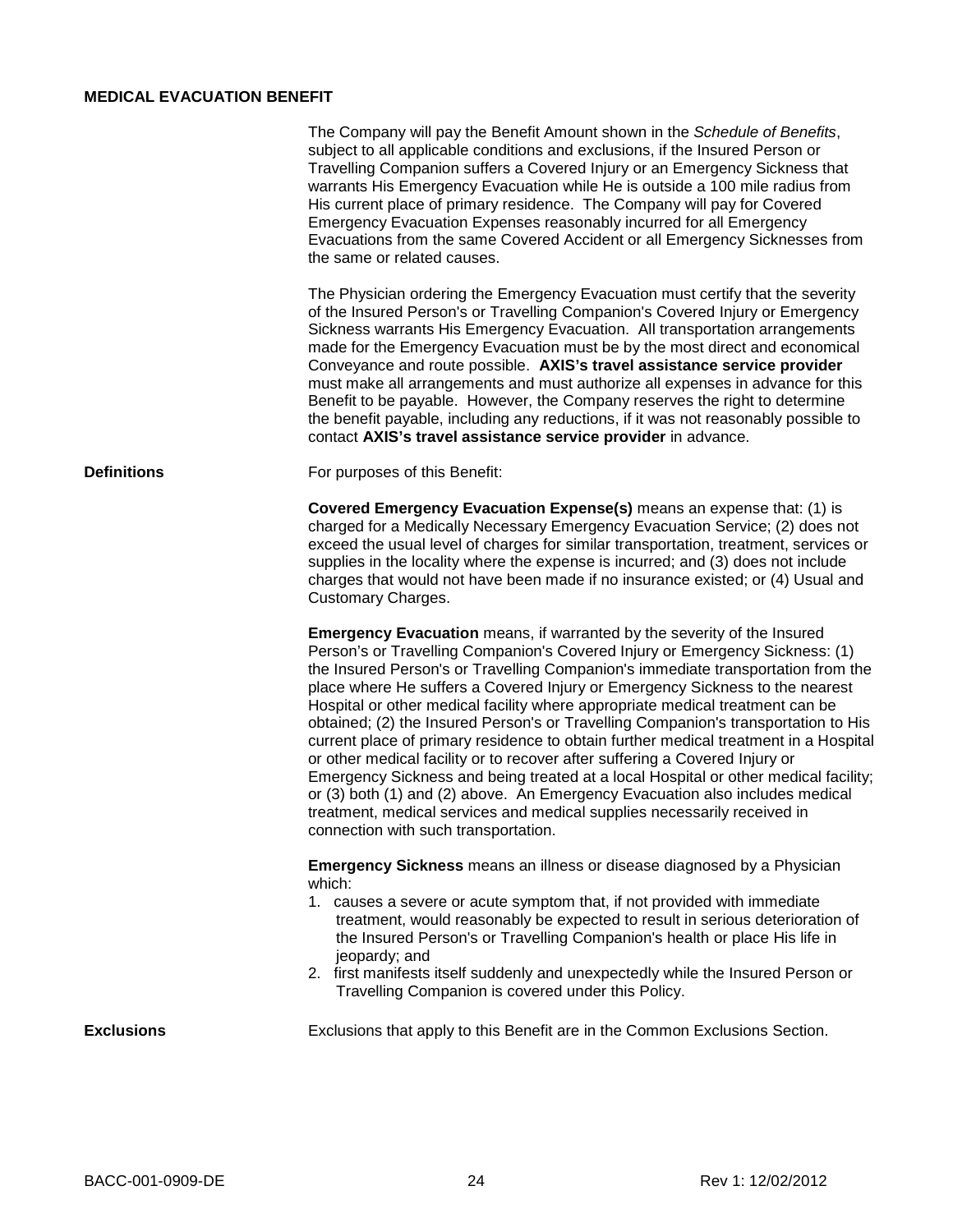## MEDICAL EVACUATION BENEFIT

The Company will pay the Benefit Amount shown in the *Schedule of Benefits*, subject to all applicable conditions and exclusions, if the Insured Person or Travelling Companion suffers a Covered Injury or an Emergency Sickness that warrants His Emergency Evacuation while He is outside a 100 mile radius from His current place of primary residence. The Company will pay for Covered Emergency Evacuation Expenses reasonably incurred for all Emergency Evacuations from the same Covered Accident or all Emergency Sicknesses from the same or related causes.

The Physician ordering the Emergency Evacuation must certify that the severity of the Insured Person's or Travelling Companion's Covered Injury or Emergency Sickness warrants His Emergency Evacuation. All transportation arrangements made for the Emergency Evacuation must be by the most direct and economical Conveyance and route possible. **AXIS's travel assistance service provider** must make all arrangements and must authorize all expenses in advance for this Benefit to be payable. However, the Company reserves the right to determine the benefit payable, including any reductions, if it was not reasonably possible to contact **AXIS's travel assistance service provider** in advance.

**Definitions**

For purposes of this Benefit:

**Covered Emergency Evacuation Expense(s)** means an expense that: (1) is charged for a Medically Necessary Emergency Evacuation Service; (2) does not exceed the usual level of charges for similar transportation, treatment, services or supplies in the locality where the expense is incurred; and (3) does not include charges that would not have been made if no insurance existed; or (4) Usual and Customary Charges.

**Emergency Evacuation** means, if warranted by the severity of the Insured Person's or Travelling Companion's Covered Injury or Emergency Sickness: (1) the Insured Person's or Travelling Companion's immediate transportation from the place where He suffers a Covered Injury or Emergency Sickness to the nearest Hospital or other medical facility where appropriate medical treatment can be obtained; (2) the Insured Person's or Travelling Companion's transportation to His current place of primary residence to obtain further medical treatment in a Hospital or other medical facility or to recover after suffering a Covered Injury or Emergency Sickness and being treated at a local Hospital or other medical facility; or (3) both (1) and (2) above. An Emergency Evacuation also includes medical treatment, medical services and medical supplies necessarily received in connection with such transportation.

**Emergency Sickness** means an illness or disease diagnosed by a Physician which:

1. causes a severe or acute symptom that, if not provided with immediate treatment, would reasonably be expected to result in serious deterioration of the Insured Person's or Travelling Companion's health or place His life in jeopardy; and
2. first manifests itself suddenly and unexpectedly while the Insured Person or Travelling Companion is covered under this Policy.

**Exclusions**

Exclusions that apply to this Benefit are in the Common Exclusions Section.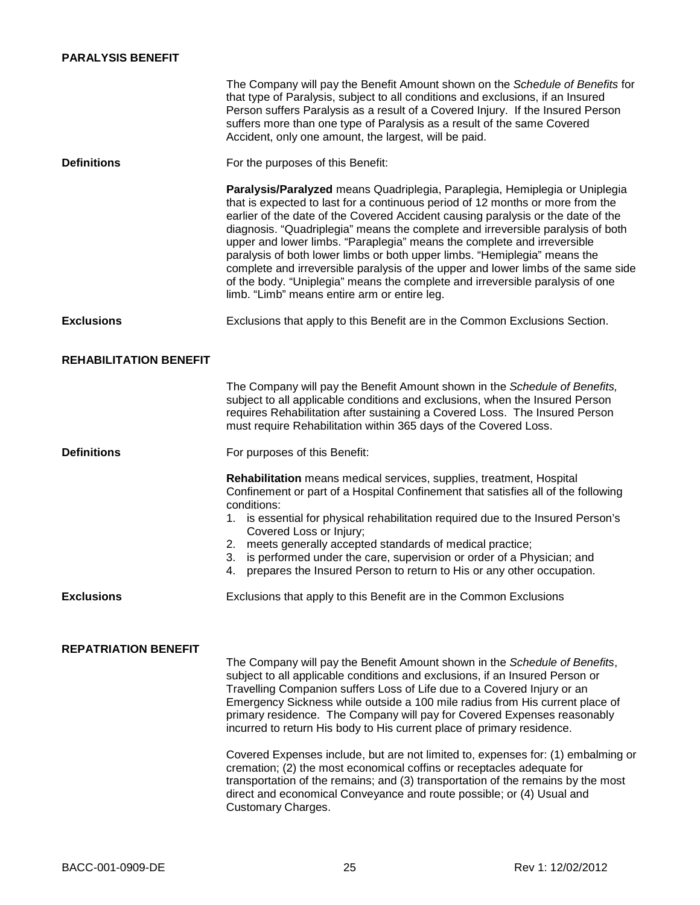## PARALYSIS BENEFIT

The Company will pay the Benefit Amount shown on the *Schedule of Benefits* for that type of Paralysis, subject to all conditions and exclusions, if an Insured Person suffers Paralysis as a result of a Covered Injury. If the Insured Person suffers more than one type of Paralysis as a result of the same Covered Accident, only one amount, the largest, will be paid.

**Definitions**

For the purposes of this Benefit:

**Paralysis/Paralyzed** means Quadriplegia, Paraplegia, Hemiplegia or Uniplegia that is expected to last for a continuous period of 12 months or more from the earlier of the date of the Covered Accident causing paralysis or the date of the diagnosis. "Quadriplegia" means the complete and irreversible paralysis of both upper and lower limbs. "Paraplegia" means the complete and irreversible paralysis of both lower limbs or both upper limbs. "Hemiplegia" means the complete and irreversible paralysis of the upper and lower limbs of the same side of the body. "Uniplegia" means the complete and irreversible paralysis of one limb. "Limb" means entire arm or entire leg.

**Exclusions**

Exclusions that apply to this Benefit are in the Common Exclusions Section.

## REHABILITATION BENEFIT

The Company will pay the Benefit Amount shown in the *Schedule of Benefits,* subject to all applicable conditions and exclusions, when the Insured Person requires Rehabilitation after sustaining a Covered Loss. The Insured Person must require Rehabilitation within 365 days of the Covered Loss.

**Definitions**

For purposes of this Benefit:

**Rehabilitation** means medical services, supplies, treatment, Hospital Confinement or part of a Hospital Confinement that satisfies all of the following conditions:

1. is essential for physical rehabilitation required due to the Insured Person's Covered Loss or Injury;
2. meets generally accepted standards of medical practice;
3. is performed under the care, supervision or order of a Physician; and
4. prepares the Insured Person to return to His or any other occupation.

**Exclusions**

Exclusions that apply to this Benefit are in the Common Exclusions

## REPATRIATION BENEFIT

The Company will pay the Benefit Amount shown in the *Schedule of Benefits*, subject to all applicable conditions and exclusions, if an Insured Person or Travelling Companion suffers Loss of Life due to a Covered Injury or an Emergency Sickness while outside a 100 mile radius from His current place of primary residence. The Company will pay for Covered Expenses reasonably incurred to return His body to His current place of primary residence.

Covered Expenses include, but are not limited to, expenses for: (1) embalming or cremation; (2) the most economical coffins or receptacles adequate for transportation of the remains; and (3) transportation of the remains by the most direct and economical Conveyance and route possible; or (4) Usual and Customary Charges.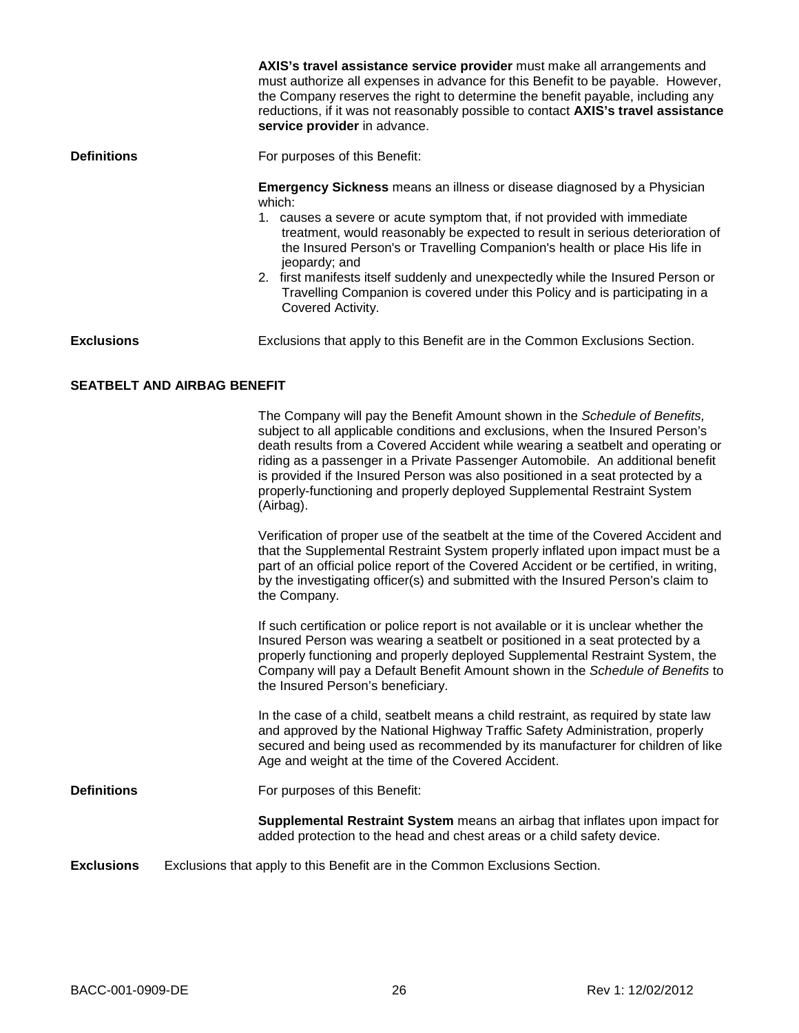**AXIS's travel assistance service provider** must make all arrangements and must authorize all expenses in advance for this Benefit to be payable. However, the Company reserves the right to determine the benefit payable, including any reductions, if it was not reasonably possible to contact **AXIS's travel assistance service provider** in advance.

**Definitions** For purposes of this Benefit:

**Emergency Sickness** means an illness or disease diagnosed by a Physician which:

1. causes a severe or acute symptom that, if not provided with immediate treatment, would reasonably be expected to result in serious deterioration of the Insured Person's or Travelling Companion's health or place His life in jeopardy; and
2. first manifests itself suddenly and unexpectedly while the Insured Person or Travelling Companion is covered under this Policy and is participating in a Covered Activity.

**Exclusions** Exclusions that apply to this Benefit are in the Common Exclusions Section.

**SEATBELT AND AIRBAG BENEFIT**

The Company will pay the Benefit Amount shown in the *Schedule of Benefits,* subject to all applicable conditions and exclusions, when the Insured Person's death results from a Covered Accident while wearing a seatbelt and operating or riding as a passenger in a Private Passenger Automobile. An additional benefit is provided if the Insured Person was also positioned in a seat protected by a properly-functioning and properly deployed Supplemental Restraint System (Airbag).

Verification of proper use of the seatbelt at the time of the Covered Accident and that the Supplemental Restraint System properly inflated upon impact must be a part of an official police report of the Covered Accident or be certified, in writing, by the investigating officer(s) and submitted with the Insured Person's claim to the Company.

If such certification or police report is not available or it is unclear whether the Insured Person was wearing a seatbelt or positioned in a seat protected by a properly functioning and properly deployed Supplemental Restraint System, the Company will pay a Default Benefit Amount shown in the *Schedule of Benefits* to the Insured Person's beneficiary.

In the case of a child, seatbelt means a child restraint, as required by state law and approved by the National Highway Traffic Safety Administration, properly secured and being used as recommended by its manufacturer for children of like Age and weight at the time of the Covered Accident.

**Definitions** For purposes of this Benefit:

**Supplemental Restraint System** means an airbag that inflates upon impact for added protection to the head and chest areas or a child safety device.

**Exclusions** Exclusions that apply to this Benefit are in the Common Exclusions Section.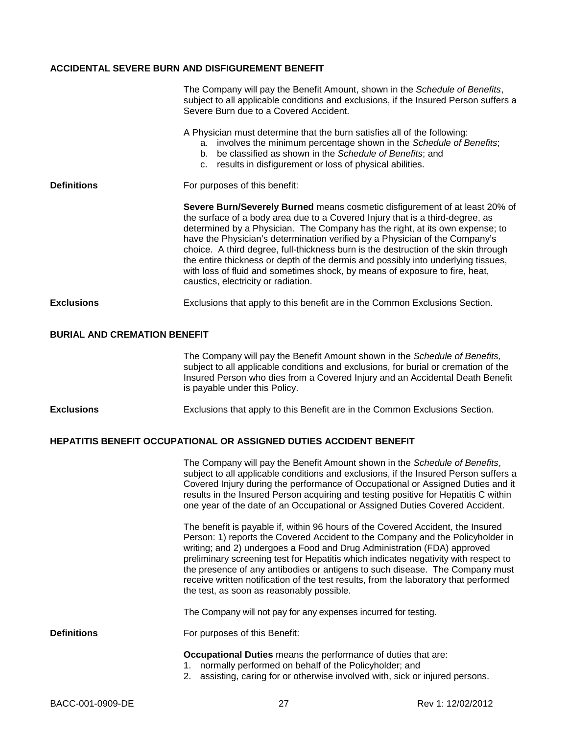### ACCIDENTAL SEVERE BURN AND DISFIGUREMENT BENEFIT

The Company will pay the Benefit Amount, shown in the *Schedule of Benefits*, subject to all applicable conditions and exclusions, if the Insured Person suffers a Severe Burn due to a Covered Accident.

A Physician must determine that the burn satisfies all of the following:

a. involves the minimum percentage shown in the *Schedule of Benefits*;
b. be classified as shown in the *Schedule of Benefits*; and
c. results in disfigurement or loss of physical abilities.

**Definitions**

For purposes of this benefit:

**Severe Burn/Severely Burned** means cosmetic disfigurement of at least 20% of the surface of a body area due to a Covered Injury that is a third-degree, as determined by a Physician. The Company has the right, at its own expense; to have the Physician's determination verified by a Physician of the Company's choice. A third degree, full-thickness burn is the destruction of the skin through the entire thickness or depth of the dermis and possibly into underlying tissues, with loss of fluid and sometimes shock, by means of exposure to fire, heat, caustics, electricity or radiation.

**Exclusions**

Exclusions that apply to this benefit are in the Common Exclusions Section.

### BURIAL AND CREMATION BENEFIT

The Company will pay the Benefit Amount shown in the *Schedule of Benefits,* subject to all applicable conditions and exclusions, for burial or cremation of the Insured Person who dies from a Covered Injury and an Accidental Death Benefit is payable under this Policy.

**Exclusions**

Exclusions that apply to this Benefit are in the Common Exclusions Section.

### HEPATITIS BENEFIT OCCUPATIONAL OR ASSIGNED DUTIES ACCIDENT BENEFIT

The Company will pay the Benefit Amount shown in the *Schedule of Benefits*, subject to all applicable conditions and exclusions, if the Insured Person suffers a Covered Injury during the performance of Occupational or Assigned Duties and it results in the Insured Person acquiring and testing positive for Hepatitis C within one year of the date of an Occupational or Assigned Duties Covered Accident.

The benefit is payable if, within 96 hours of the Covered Accident, the Insured Person: 1) reports the Covered Accident to the Company and the Policyholder in writing; and 2) undergoes a Food and Drug Administration (FDA) approved preliminary screening test for Hepatitis which indicates negativity with respect to the presence of any antibodies or antigens to such disease. The Company must receive written notification of the test results, from the laboratory that performed the test, as soon as reasonably possible.

The Company will not pay for any expenses incurred for testing.

**Definitions**

For purposes of this Benefit:

**Occupational Duties** means the performance of duties that are:

1. normally performed on behalf of the Policyholder; and
2. assisting, caring for or otherwise involved with, sick or injured persons.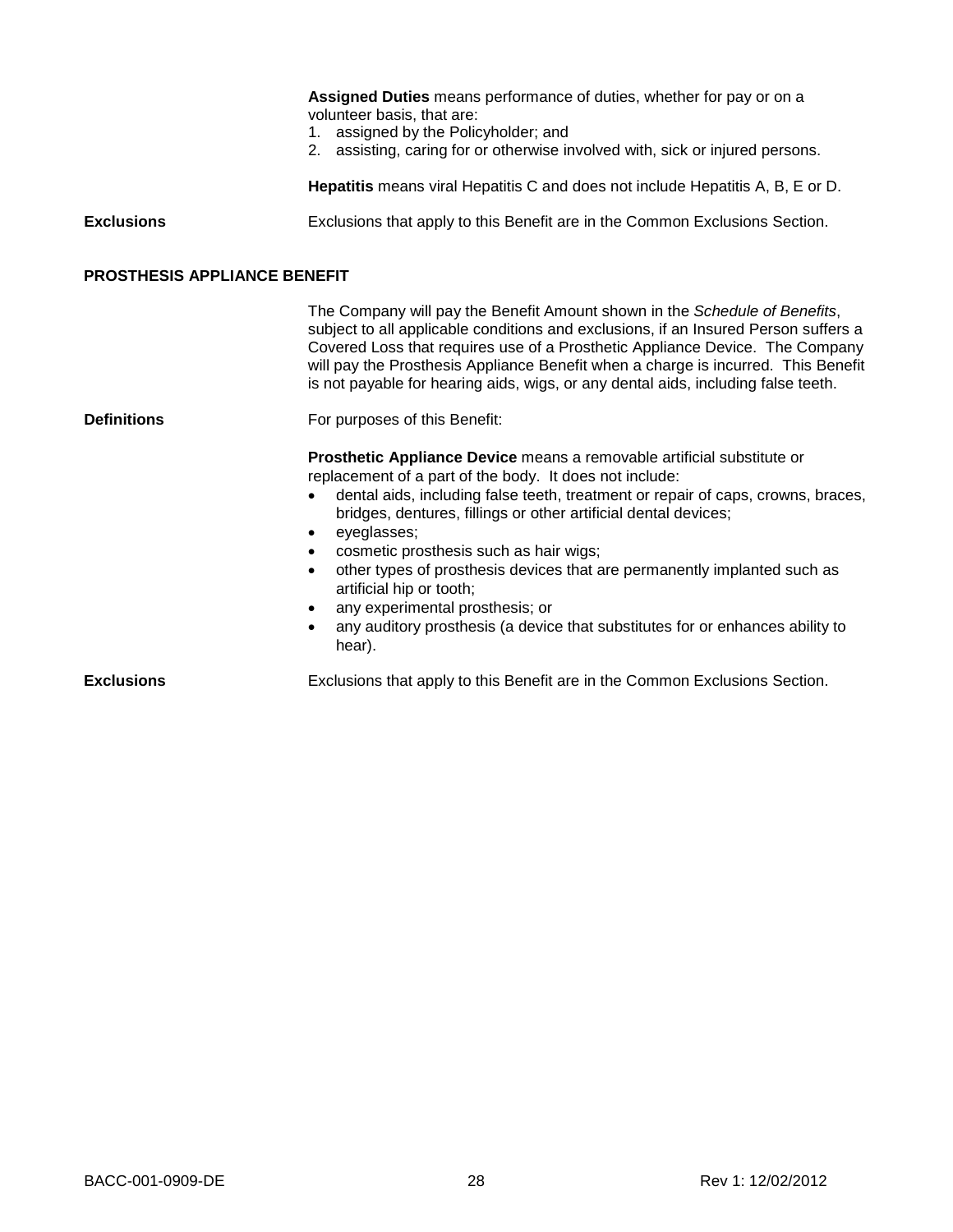**Assigned Duties** means performance of duties, whether for pay or on a volunteer basis, that are:

1. assigned by the Policyholder; and
2. assisting, caring for or otherwise involved with, sick or injured persons.

**Hepatitis** means viral Hepatitis C and does not include Hepatitis A, B, E or D.

**Exclusions**

Exclusions that apply to this Benefit are in the Common Exclusions Section.

## PROSTHESIS APPLIANCE BENEFIT

The Company will pay the Benefit Amount shown in the *Schedule of Benefits*, subject to all applicable conditions and exclusions, if an Insured Person suffers a Covered Loss that requires use of a Prosthetic Appliance Device. The Company will pay the Prosthesis Appliance Benefit when a charge is incurred. This Benefit is not payable for hearing aids, wigs, or any dental aids, including false teeth.

**Definitions**

For purposes of this Benefit:

**Prosthetic Appliance Device** means a removable artificial substitute or replacement of a part of the body. It does not include:

- dental aids, including false teeth, treatment or repair of caps, crowns, braces, bridges, dentures, fillings or other artificial dental devices;
- eyeglasses;
- cosmetic prosthesis such as hair wigs;
- other types of prosthesis devices that are permanently implanted such as artificial hip or tooth;
- any experimental prosthesis; or
- any auditory prosthesis (a device that substitutes for or enhances ability to hear).

**Exclusions**

Exclusions that apply to this Benefit are in the Common Exclusions Section.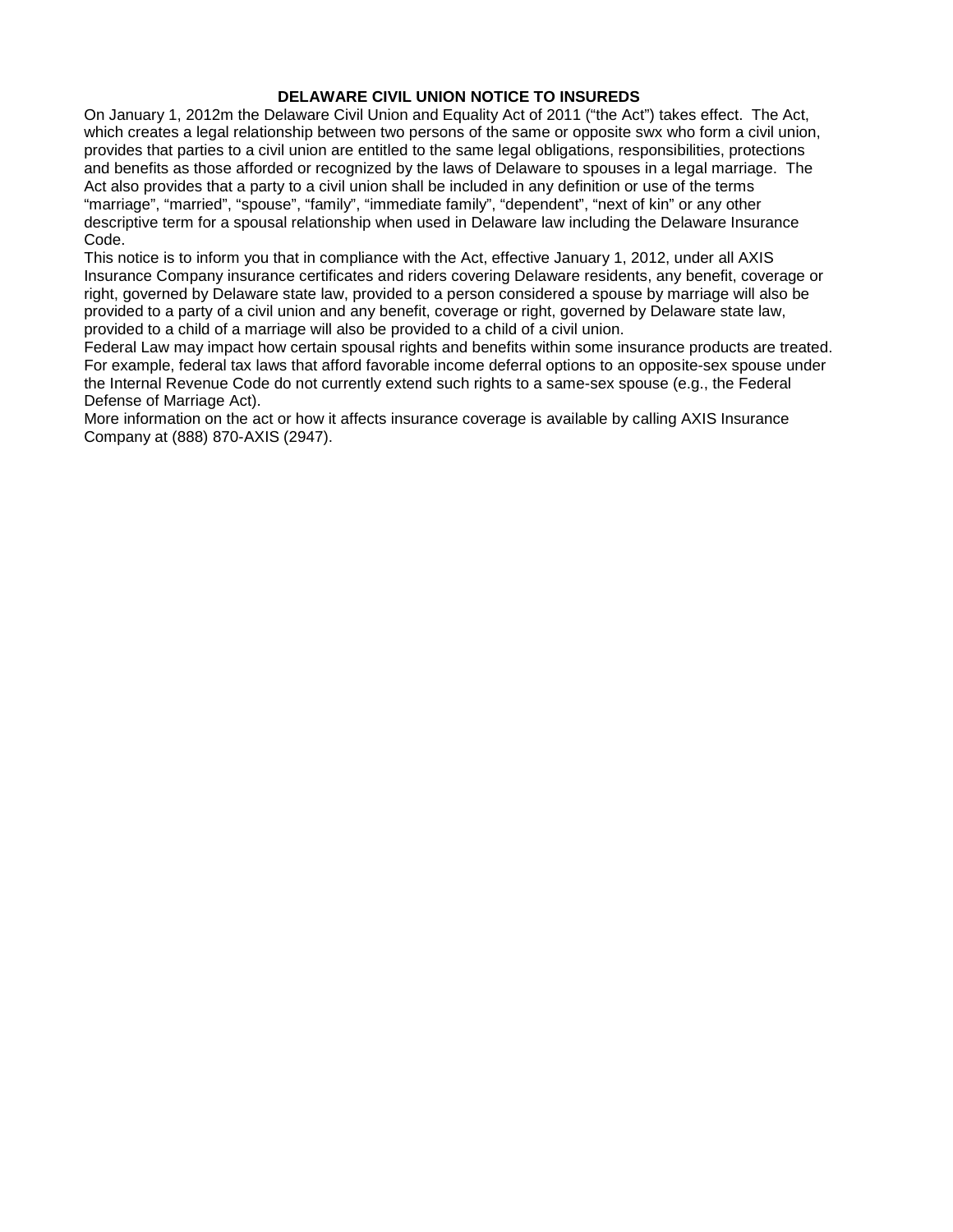# DELAWARE CIVIL UNION NOTICE TO INSUREDS

On January 1, 2012m the Delaware Civil Union and Equality Act of 2011 ("the Act") takes effect. The Act, which creates a legal relationship between two persons of the same or opposite swx who form a civil union, provides that parties to a civil union are entitled to the same legal obligations, responsibilities, protections and benefits as those afforded or recognized by the laws of Delaware to spouses in a legal marriage. The Act also provides that a party to a civil union shall be included in any definition or use of the terms "marriage", "married", "spouse", "family", "immediate family", "dependent", "next of kin" or any other descriptive term for a spousal relationship when used in Delaware law including the Delaware Insurance Code.

This notice is to inform you that in compliance with the Act, effective January 1, 2012, under all AXIS Insurance Company insurance certificates and riders covering Delaware residents, any benefit, coverage or right, governed by Delaware state law, provided to a person considered a spouse by marriage will also be provided to a party of a civil union and any benefit, coverage or right, governed by Delaware state law, provided to a child of a marriage will also be provided to a child of a civil union.

Federal Law may impact how certain spousal rights and benefits within some insurance products are treated. For example, federal tax laws that afford favorable income deferral options to an opposite-sex spouse under the Internal Revenue Code do not currently extend such rights to a same-sex spouse (e.g., the Federal Defense of Marriage Act).

More information on the act or how it affects insurance coverage is available by calling AXIS Insurance Company at (888) 870-AXIS (2947).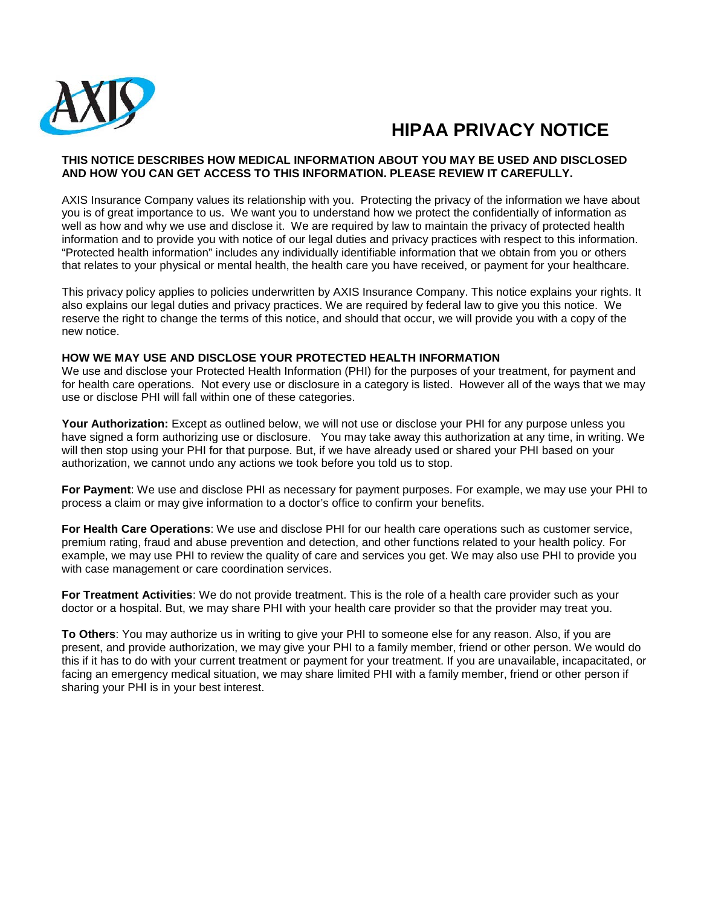# HIPAA PRIVACY NOTICE

**THIS NOTICE DESCRIBES HOW MEDICAL INFORMATION ABOUT YOU MAY BE USED AND DISCLOSED AND HOW YOU CAN GET ACCESS TO THIS INFORMATION. PLEASE REVIEW IT CAREFULLY.**

AXIS Insurance Company values its relationship with you. Protecting the privacy of the information we have about you is of great importance to us. We want you to understand how we protect the confidentially of information as well as how and why we use and disclose it. We are required by law to maintain the privacy of protected health information and to provide you with notice of our legal duties and privacy practices with respect to this information. "Protected health information" includes any individually identifiable information that we obtain from you or others that relates to your physical or mental health, the health care you have received, or payment for your healthcare.

This privacy policy applies to policies underwritten by AXIS Insurance Company. This notice explains your rights. It also explains our legal duties and privacy practices. We are required by federal law to give you this notice. We reserve the right to change the terms of this notice, and should that occur, we will provide you with a copy of the new notice.

**HOW WE MAY USE AND DISCLOSE YOUR PROTECTED HEALTH INFORMATION**

We use and disclose your Protected Health Information (PHI) for the purposes of your treatment, for payment and for health care operations. Not every use or disclosure in a category is listed. However all of the ways that we may use or disclose PHI will fall within one of these categories.

**Your Authorization:** Except as outlined below, we will not use or disclose your PHI for any purpose unless you have signed a form authorizing use or disclosure. You may take away this authorization at any time, in writing. We will then stop using your PHI for that purpose. But, if we have already used or shared your PHI based on your authorization, we cannot undo any actions we took before you told us to stop.

**For Payment**: We use and disclose PHI as necessary for payment purposes. For example, we may use your PHI to process a claim or may give information to a doctor's office to confirm your benefits.

**For Health Care Operations**: We use and disclose PHI for our health care operations such as customer service, premium rating, fraud and abuse prevention and detection, and other functions related to your health policy. For example, we may use PHI to review the quality of care and services you get. We may also use PHI to provide you with case management or care coordination services.

**For Treatment Activities**: We do not provide treatment. This is the role of a health care provider such as your doctor or a hospital. But, we may share PHI with your health care provider so that the provider may treat you.

**To Others**: You may authorize us in writing to give your PHI to someone else for any reason. Also, if you are present, and provide authorization, we may give your PHI to a family member, friend or other person. We would do this if it has to do with your current treatment or payment for your treatment. If you are unavailable, incapacitated, or facing an emergency medical situation, we may share limited PHI with a family member, friend or other person if sharing your PHI is in your best interest.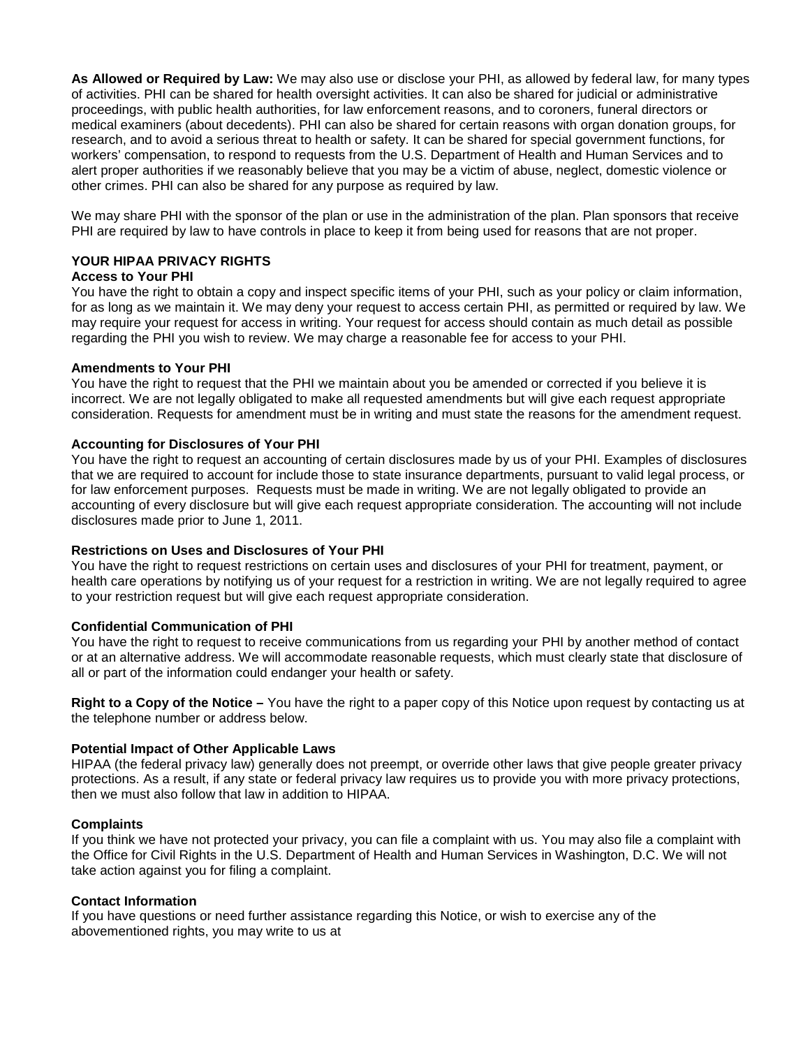**As Allowed or Required by Law:** We may also use or disclose your PHI, as allowed by federal law, for many types of activities. PHI can be shared for health oversight activities. It can also be shared for judicial or administrative proceedings, with public health authorities, for law enforcement reasons, and to coroners, funeral directors or medical examiners (about decedents). PHI can also be shared for certain reasons with organ donation groups, for research, and to avoid a serious threat to health or safety. It can be shared for special government functions, for workers' compensation, to respond to requests from the U.S. Department of Health and Human Services and to alert proper authorities if we reasonably believe that you may be a victim of abuse, neglect, domestic violence or other crimes. PHI can also be shared for any purpose as required by law.

We may share PHI with the sponsor of the plan or use in the administration of the plan. Plan sponsors that receive PHI are required by law to have controls in place to keep it from being used for reasons that are not proper.

## YOUR HIPAA PRIVACY RIGHTS

### Access to Your PHI

You have the right to obtain a copy and inspect specific items of your PHI, such as your policy or claim information, for as long as we maintain it. We may deny your request to access certain PHI, as permitted or required by law. We may require your request for access in writing. Your request for access should contain as much detail as possible regarding the PHI you wish to review. We may charge a reasonable fee for access to your PHI.

### Amendments to Your PHI

You have the right to request that the PHI we maintain about you be amended or corrected if you believe it is incorrect. We are not legally obligated to make all requested amendments but will give each request appropriate consideration. Requests for amendment must be in writing and must state the reasons for the amendment request.

### Accounting for Disclosures of Your PHI

You have the right to request an accounting of certain disclosures made by us of your PHI. Examples of disclosures that we are required to account for include those to state insurance departments, pursuant to valid legal process, or for law enforcement purposes. Requests must be made in writing. We are not legally obligated to provide an accounting of every disclosure but will give each request appropriate consideration. The accounting will not include disclosures made prior to June 1, 2011.

### Restrictions on Uses and Disclosures of Your PHI

You have the right to request restrictions on certain uses and disclosures of your PHI for treatment, payment, or health care operations by notifying us of your request for a restriction in writing. We are not legally required to agree to your restriction request but will give each request appropriate consideration.

### Confidential Communication of PHI

You have the right to request to receive communications from us regarding your PHI by another method of contact or at an alternative address. We will accommodate reasonable requests, which must clearly state that disclosure of all or part of the information could endanger your health or safety.

**Right to a Copy of the Notice –** You have the right to a paper copy of this Notice upon request by contacting us at the telephone number or address below.

### Potential Impact of Other Applicable Laws

HIPAA (the federal privacy law) generally does not preempt, or override other laws that give people greater privacy protections. As a result, if any state or federal privacy law requires us to provide you with more privacy protections, then we must also follow that law in addition to HIPAA.

### Complaints

If you think we have not protected your privacy, you can file a complaint with us. You may also file a complaint with the Office for Civil Rights in the U.S. Department of Health and Human Services in Washington, D.C. We will not take action against you for filing a complaint.

### Contact Information

If you have questions or need further assistance regarding this Notice, or wish to exercise any of the abovementioned rights, you may write to us at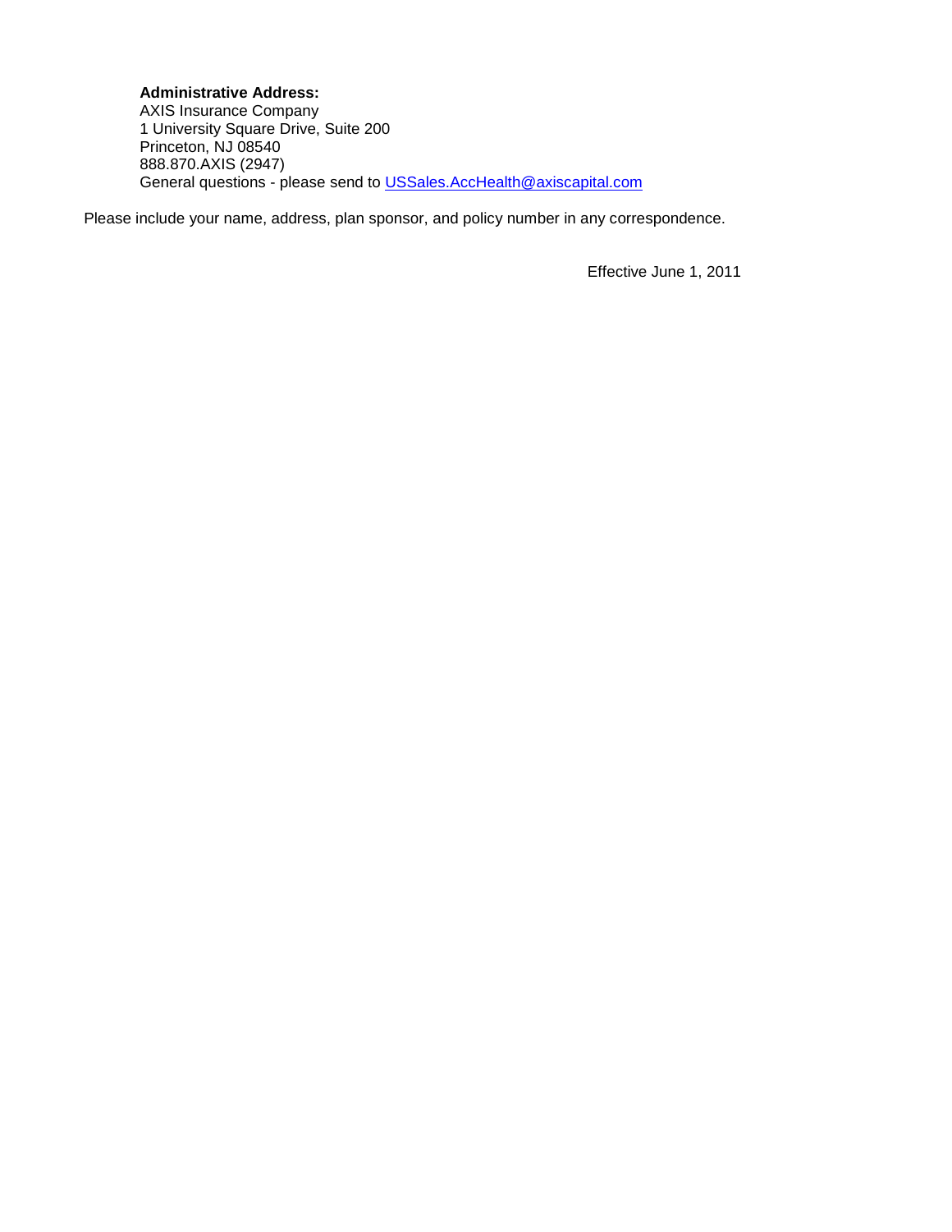**Administrative Address:**
AXIS Insurance Company
1 University Square Drive, Suite 200
Princeton, NJ 08540
888.870.AXIS (2947)
General questions - please send to USSales.AccHealth@axiscapital.com

Please include your name, address, plan sponsor, and policy number in any correspondence.

Effective June 1, 2011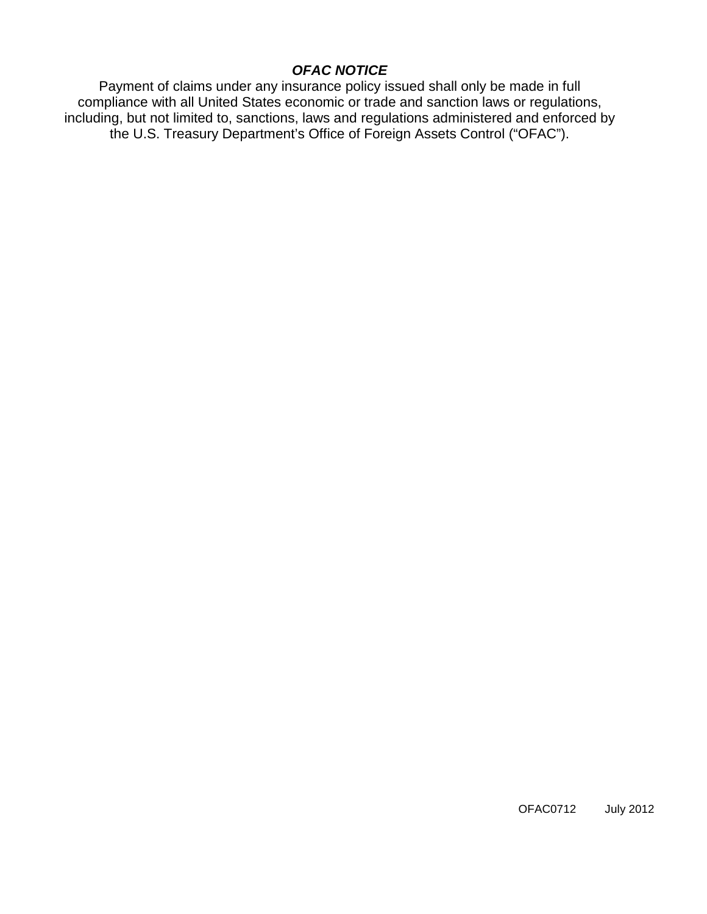***OFAC NOTICE***

Payment of claims under any insurance policy issued shall only be made in full compliance with all United States economic or trade and sanction laws or regulations, including, but not limited to, sanctions, laws and regulations administered and enforced by the U.S. Treasury Department's Office of Foreign Assets Control ("OFAC").

OFAC0712 July 2012